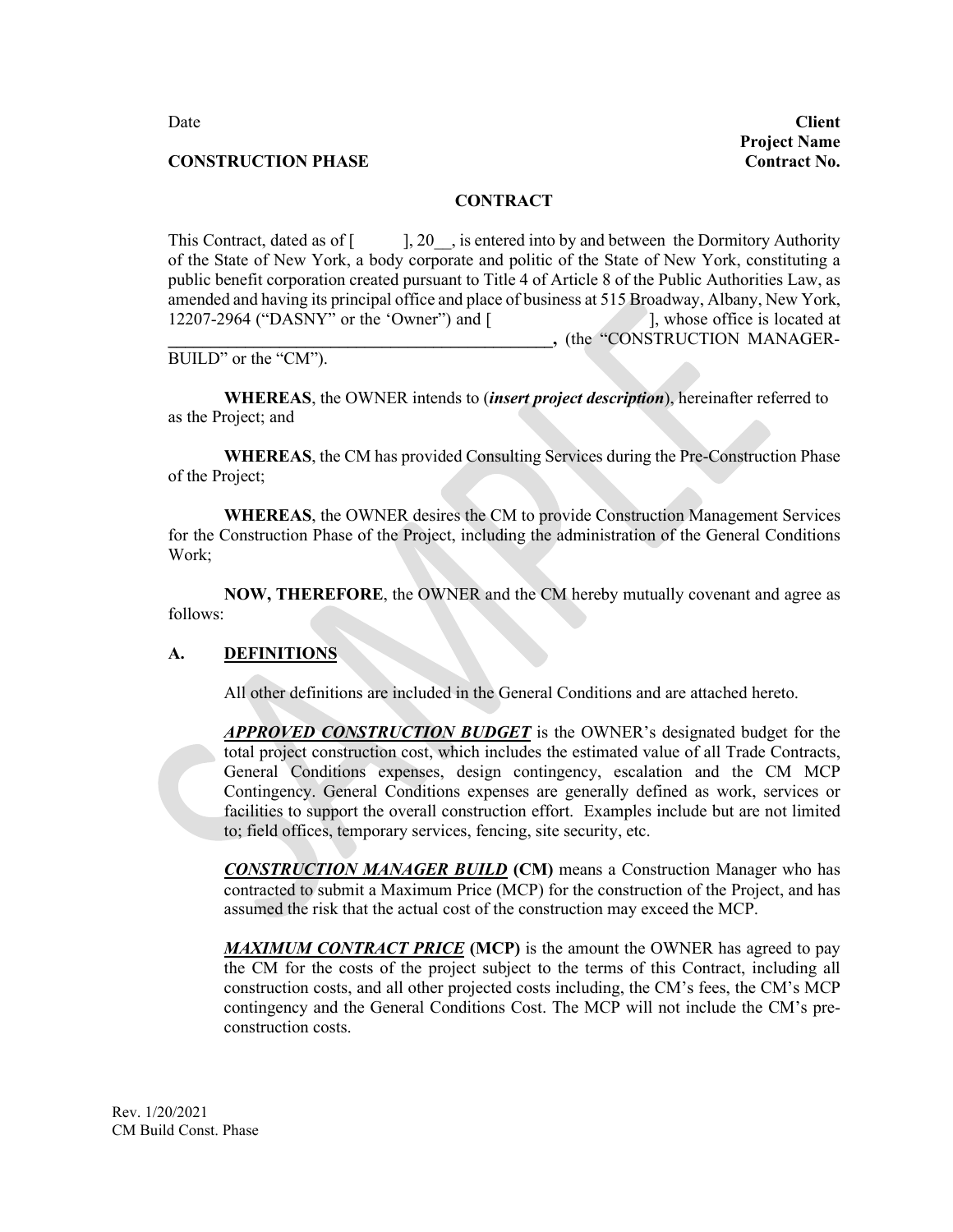Date

**Client**
**Project Name**
**Contract No.**

**CONSTRUCTION PHASE**

**CONTRACT**

This Contract, dated as of [ ], 20__, is entered into by and between the Dormitory Authority of the State of New York, a body corporate and politic of the State of New York, constituting a public benefit corporation created pursuant to Title 4 of Article 8 of the Public Authorities Law, as amended and having its principal office and place of business at 515 Broadway, Albany, New York, 12207-2964 ("DASNY" or the 'Owner") and [ ], whose office is located at **______________________________________________,** (the "CONSTRUCTION MANAGER-BUILD" or the "CM").

**WHEREAS**, the OWNER intends to (***insert project description***), hereinafter referred to as the Project; and

**WHEREAS**, the CM has provided Consulting Services during the Pre-Construction Phase of the Project;

**WHEREAS**, the OWNER desires the CM to provide Construction Management Services for the Construction Phase of the Project, including the administration of the General Conditions Work;

**NOW, THEREFORE**, the OWNER and the CM hereby mutually covenant and agree as follows:

## A. DEFINITIONS

All other definitions are included in the General Conditions and are attached hereto.

***APPROVED CONSTRUCTION BUDGET*** is the OWNER's designated budget for the total project construction cost, which includes the estimated value of all Trade Contracts, General Conditions expenses, design contingency, escalation and the CM MCP Contingency. General Conditions expenses are generally defined as work, services or facilities to support the overall construction effort. Examples include but are not limited to; field offices, temporary services, fencing, site security, etc.

***CONSTRUCTION MANAGER BUILD*** **(CM)** means a Construction Manager who has contracted to submit a Maximum Price (MCP) for the construction of the Project, and has assumed the risk that the actual cost of the construction may exceed the MCP.

***MAXIMUM CONTRACT PRICE*** **(MCP)** is the amount the OWNER has agreed to pay the CM for the costs of the project subject to the terms of this Contract, including all construction costs, and all other projected costs including, the CM's fees, the CM's MCP contingency and the General Conditions Cost. The MCP will not include the CM's pre-construction costs.

Rev. 1/20/2021
CM Build Const. Phase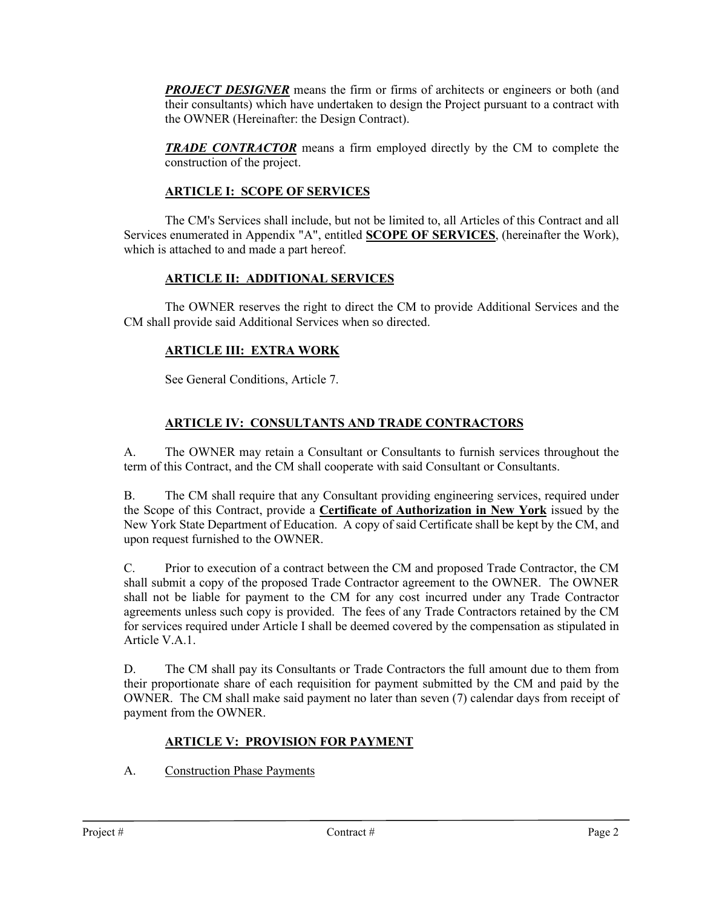***PROJECT DESIGNER*** means the firm or firms of architects or engineers or both (and their consultants) which have undertaken to design the Project pursuant to a contract with the OWNER (Hereinafter: the Design Contract).

***TRADE CONTRACTOR*** means a firm employed directly by the CM to complete the construction of the project.

## ARTICLE I: SCOPE OF SERVICES

The CM's Services shall include, but not be limited to, all Articles of this Contract and all Services enumerated in Appendix "A", entitled **SCOPE OF SERVICES**, (hereinafter the Work), which is attached to and made a part hereof.

## ARTICLE II: ADDITIONAL SERVICES

The OWNER reserves the right to direct the CM to provide Additional Services and the CM shall provide said Additional Services when so directed.

## ARTICLE III: EXTRA WORK

See General Conditions, Article 7.

## ARTICLE IV: CONSULTANTS AND TRADE CONTRACTORS

A. The OWNER may retain a Consultant or Consultants to furnish services throughout the term of this Contract, and the CM shall cooperate with said Consultant or Consultants.

B. The CM shall require that any Consultant providing engineering services, required under the Scope of this Contract, provide a **Certificate of Authorization in New York** issued by the New York State Department of Education. A copy of said Certificate shall be kept by the CM, and upon request furnished to the OWNER.

C. Prior to execution of a contract between the CM and proposed Trade Contractor, the CM shall submit a copy of the proposed Trade Contractor agreement to the OWNER. The OWNER shall not be liable for payment to the CM for any cost incurred under any Trade Contractor agreements unless such copy is provided. The fees of any Trade Contractors retained by the CM for services required under Article I shall be deemed covered by the compensation as stipulated in Article V.A.1.

D. The CM shall pay its Consultants or Trade Contractors the full amount due to them from their proportionate share of each requisition for payment submitted by the CM and paid by the OWNER. The CM shall make said payment no later than seven (7) calendar days from receipt of payment from the OWNER.

## ARTICLE V: PROVISION FOR PAYMENT

A. Construction Phase Payments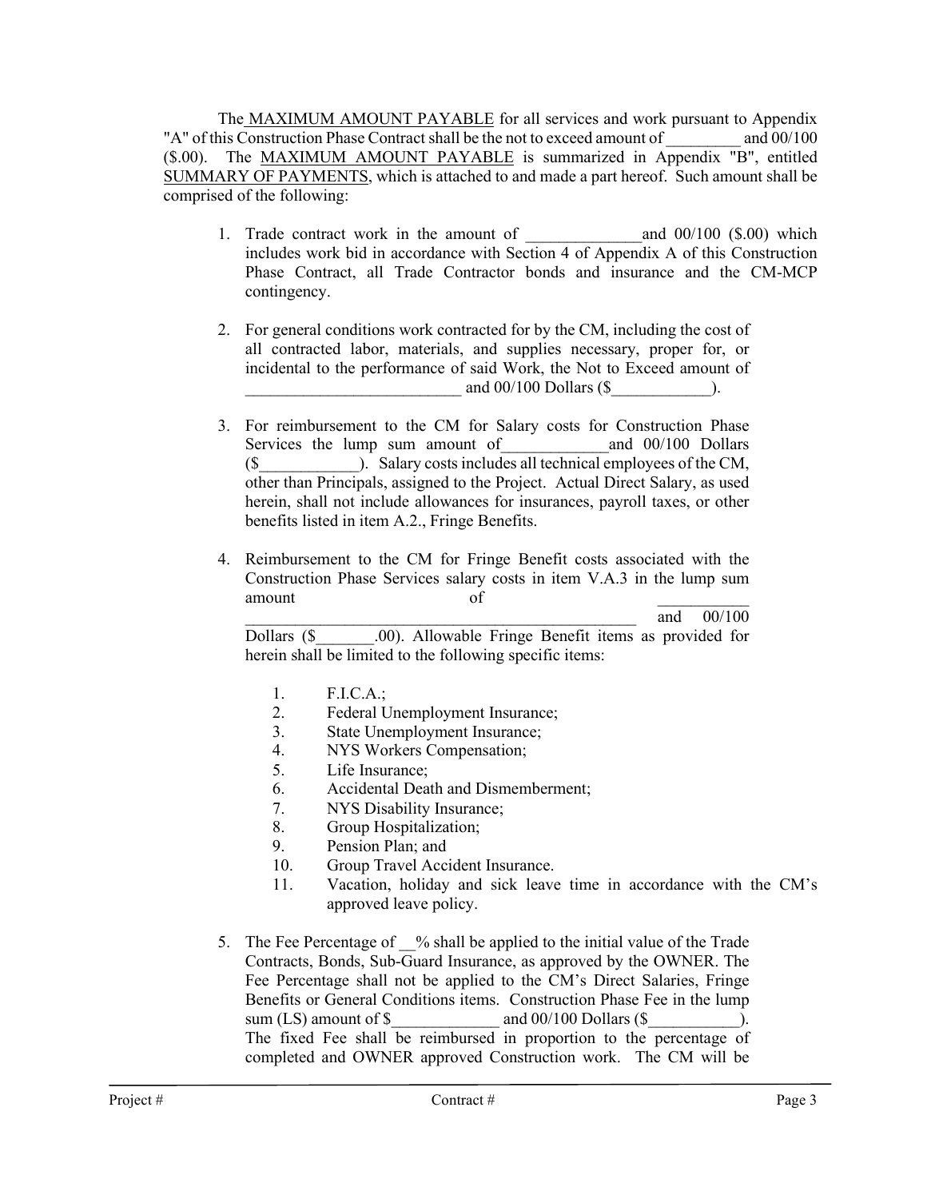The MAXIMUM AMOUNT PAYABLE for all services and work pursuant to Appendix "A" of this Construction Phase Contract shall be the not to exceed amount of _________ and 00/100 ($.00). The MAXIMUM AMOUNT PAYABLE is summarized in Appendix "B", entitled SUMMARY OF PAYMENTS, which is attached to and made a part hereof. Such amount shall be comprised of the following:

1. Trade contract work in the amount of ______________and 00/100 ($.00) which includes work bid in accordance with Section 4 of Appendix A of this Construction Phase Contract, all Trade Contractor bonds and insurance and the CM-MCP contingency.

2. For general conditions work contracted for by the CM, including the cost of all contracted labor, materials, and supplies necessary, proper for, or incidental to the performance of said Work, the Not to Exceed amount of __________________________ and 00/100 Dollars ($____________).

3. For reimbursement to the CM for Salary costs for Construction Phase Services the lump sum amount of_____________and 00/100 Dollars ($____________). Salary costs includes all technical employees of the CM, other than Principals, assigned to the Project. Actual Direct Salary, as used herein, shall not include allowances for insurances, payroll taxes, or other benefits listed in item A.2., Fringe Benefits.

4. Reimbursement to the CM for Fringe Benefit costs associated with the Construction Phase Services salary costs in item V.A.3 in the lump sum amount of ___________ _________________________________________________ and 00/100 Dollars ($_______.00). Allowable Fringe Benefit items as provided for herein shall be limited to the following specific items:

    1. F.I.C.A.;
    2. Federal Unemployment Insurance;
    3. State Unemployment Insurance;
    4. NYS Workers Compensation;
    5. Life Insurance;
    6. Accidental Death and Dismemberment;
    7. NYS Disability Insurance;
    8. Group Hospitalization;
    9. Pension Plan; and
    10. Group Travel Accident Insurance.
    11. Vacation, holiday and sick leave time in accordance with the CM's approved leave policy.

5. The Fee Percentage of __% shall be applied to the initial value of the Trade Contracts, Bonds, Sub-Guard Insurance, as approved by the OWNER. The Fee Percentage shall not be applied to the CM's Direct Salaries, Fringe Benefits or General Conditions items. Construction Phase Fee in the lump sum (LS) amount of $_____________ and 00/100 Dollars ($___________). The fixed Fee shall be reimbursed in proportion to the percentage of completed and OWNER approved Construction work. The CM will be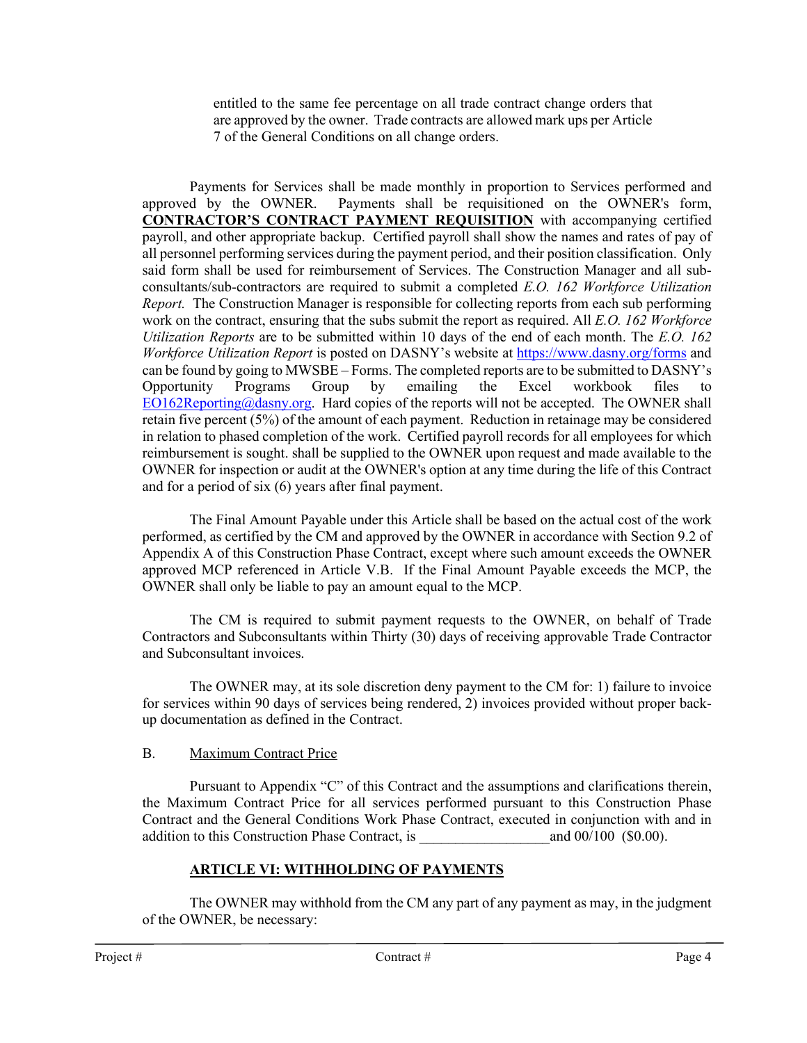entitled to the same fee percentage on all trade contract change orders that are approved by the owner. Trade contracts are allowed mark ups per Article 7 of the General Conditions on all change orders.

Payments for Services shall be made monthly in proportion to Services performed and approved by the OWNER. Payments shall be requisitioned on the OWNER's form, **CONTRACTOR'S CONTRACT PAYMENT REQUISITION** with accompanying certified payroll, and other appropriate backup. Certified payroll shall show the names and rates of pay of all personnel performing services during the payment period, and their position classification. Only said form shall be used for reimbursement of Services. The Construction Manager and all sub-consultants/sub-contractors are required to submit a completed *E.O. 162 Workforce Utilization Report.* The Construction Manager is responsible for collecting reports from each sub performing work on the contract, ensuring that the subs submit the report as required. All *E.O. 162 Workforce Utilization Reports* are to be submitted within 10 days of the end of each month. The *E.O. 162 Workforce Utilization Report* is posted on DASNY's website at https://www.dasny.org/forms and can be found by going to MWSBE – Forms. The completed reports are to be submitted to DASNY's Opportunity Programs Group by emailing the Excel workbook files to EO162Reporting@dasny.org. Hard copies of the reports will not be accepted. The OWNER shall retain five percent (5%) of the amount of each payment. Reduction in retainage may be considered in relation to phased completion of the work. Certified payroll records for all employees for which reimbursement is sought. shall be supplied to the OWNER upon request and made available to the OWNER for inspection or audit at the OWNER's option at any time during the life of this Contract and for a period of six (6) years after final payment.

The Final Amount Payable under this Article shall be based on the actual cost of the work performed, as certified by the CM and approved by the OWNER in accordance with Section 9.2 of Appendix A of this Construction Phase Contract, except where such amount exceeds the OWNER approved MCP referenced in Article V.B. If the Final Amount Payable exceeds the MCP, the OWNER shall only be liable to pay an amount equal to the MCP.

The CM is required to submit payment requests to the OWNER, on behalf of Trade Contractors and Subconsultants within Thirty (30) days of receiving approvable Trade Contractor and Subconsultant invoices.

The OWNER may, at its sole discretion deny payment to the CM for: 1) failure to invoice for services within 90 days of services being rendered, 2) invoices provided without proper back-up documentation as defined in the Contract.

B. Maximum Contract Price

Pursuant to Appendix "C" of this Contract and the assumptions and clarifications therein, the Maximum Contract Price for all services performed pursuant to this Construction Phase Contract and the General Conditions Work Phase Contract, executed in conjunction with and in addition to this Construction Phase Contract, is \_\_\_\_\_\_\_\_\_\_\_\_\_\_\_\_\_\_and 00/100 ($0.00).

## ARTICLE VI: WITHHOLDING OF PAYMENTS

The OWNER may withhold from the CM any part of any payment as may, in the judgment of the OWNER, be necessary: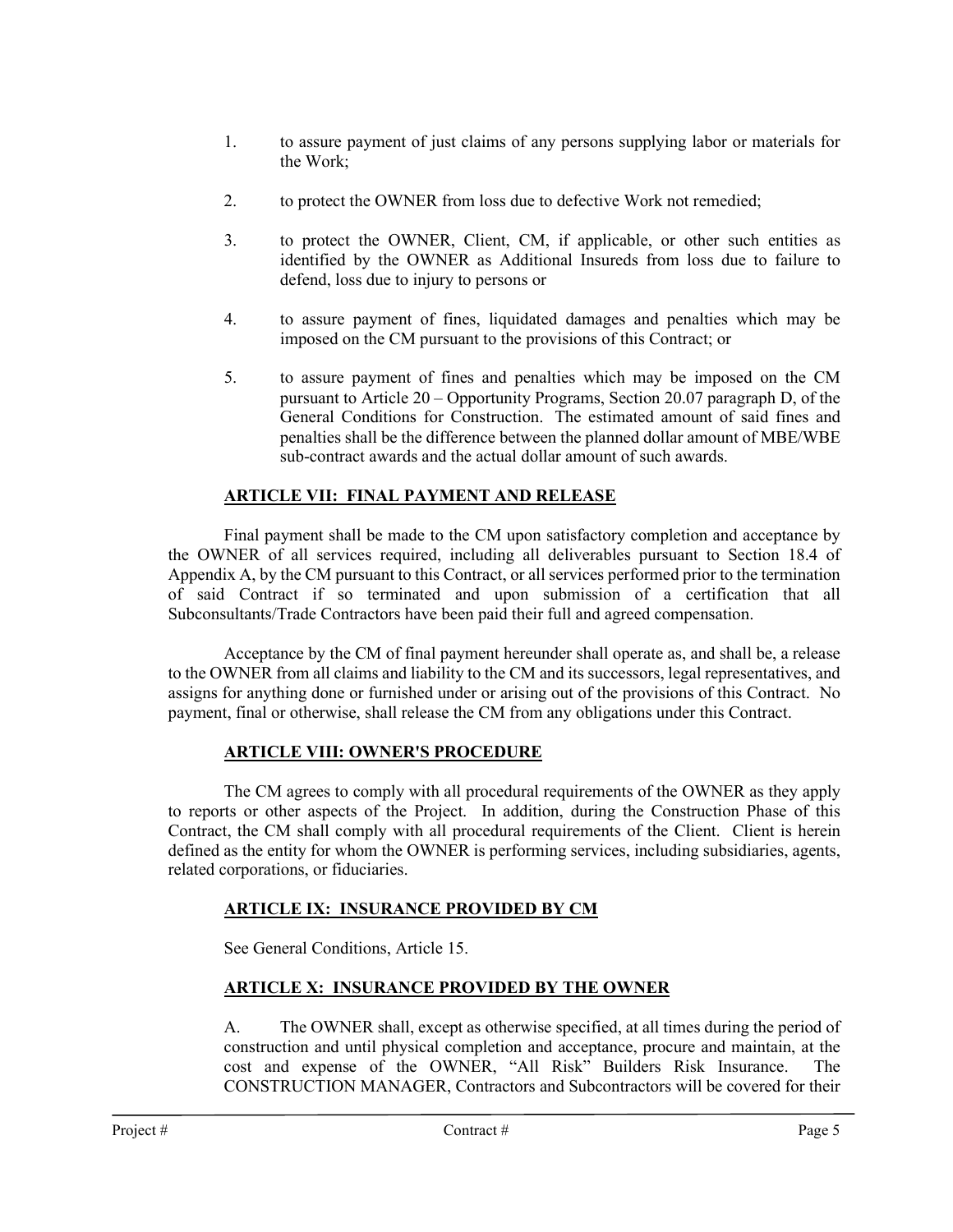1. to assure payment of just claims of any persons supplying labor or materials for the Work;

2. to protect the OWNER from loss due to defective Work not remedied;

3. to protect the OWNER, Client, CM, if applicable, or other such entities as identified by the OWNER as Additional Insureds from loss due to failure to defend, loss due to injury to persons or

4. to assure payment of fines, liquidated damages and penalties which may be imposed on the CM pursuant to the provisions of this Contract; or

5. to assure payment of fines and penalties which may be imposed on the CM pursuant to Article 20 – Opportunity Programs, Section 20.07 paragraph D, of the General Conditions for Construction. The estimated amount of said fines and penalties shall be the difference between the planned dollar amount of MBE/WBE sub-contract awards and the actual dollar amount of such awards.

## ARTICLE VII: FINAL PAYMENT AND RELEASE

Final payment shall be made to the CM upon satisfactory completion and acceptance by the OWNER of all services required, including all deliverables pursuant to Section 18.4 of Appendix A, by the CM pursuant to this Contract, or all services performed prior to the termination of said Contract if so terminated and upon submission of a certification that all Subconsultants/Trade Contractors have been paid their full and agreed compensation.

Acceptance by the CM of final payment hereunder shall operate as, and shall be, a release to the OWNER from all claims and liability to the CM and its successors, legal representatives, and assigns for anything done or furnished under or arising out of the provisions of this Contract. No payment, final or otherwise, shall release the CM from any obligations under this Contract.

## ARTICLE VIII: OWNER'S PROCEDURE

The CM agrees to comply with all procedural requirements of the OWNER as they apply to reports or other aspects of the Project. In addition, during the Construction Phase of this Contract, the CM shall comply with all procedural requirements of the Client. Client is herein defined as the entity for whom the OWNER is performing services, including subsidiaries, agents, related corporations, or fiduciaries.

## ARTICLE IX: INSURANCE PROVIDED BY CM

See General Conditions, Article 15.

## ARTICLE X: INSURANCE PROVIDED BY THE OWNER

A. The OWNER shall, except as otherwise specified, at all times during the period of construction and until physical completion and acceptance, procure and maintain, at the cost and expense of the OWNER, "All Risk" Builders Risk Insurance. The CONSTRUCTION MANAGER, Contractors and Subcontractors will be covered for their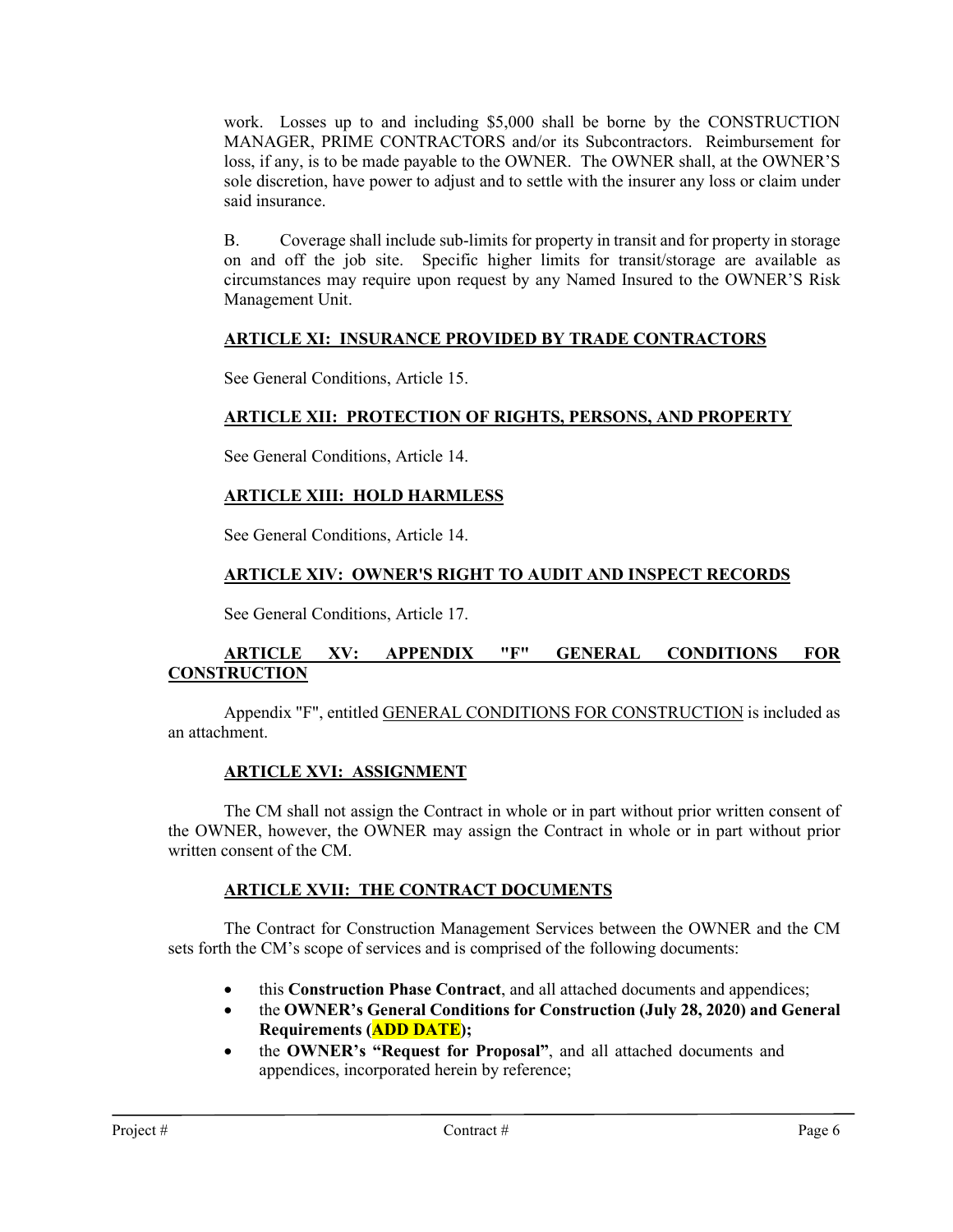work. Losses up to and including $5,000 shall be borne by the CONSTRUCTION MANAGER, PRIME CONTRACTORS and/or its Subcontractors. Reimbursement for loss, if any, is to be made payable to the OWNER. The OWNER shall, at the OWNER'S sole discretion, have power to adjust and to settle with the insurer any loss or claim under said insurance.

B. Coverage shall include sub-limits for property in transit and for property in storage on and off the job site. Specific higher limits for transit/storage are available as circumstances may require upon request by any Named Insured to the OWNER'S Risk Management Unit.

## ARTICLE XI: INSURANCE PROVIDED BY TRADE CONTRACTORS

See General Conditions, Article 15.

## ARTICLE XII: PROTECTION OF RIGHTS, PERSONS, AND PROPERTY

See General Conditions, Article 14.

## ARTICLE XIII: HOLD HARMLESS

See General Conditions, Article 14.

## ARTICLE XIV: OWNER'S RIGHT TO AUDIT AND INSPECT RECORDS

See General Conditions, Article 17.

## ARTICLE XV: APPENDIX "F" GENERAL CONDITIONS FOR CONSTRUCTION

Appendix "F", entitled GENERAL CONDITIONS FOR CONSTRUCTION is included as an attachment.

## ARTICLE XVI: ASSIGNMENT

The CM shall not assign the Contract in whole or in part without prior written consent of the OWNER, however, the OWNER may assign the Contract in whole or in part without prior written consent of the CM.

## ARTICLE XVII: THE CONTRACT DOCUMENTS

The Contract for Construction Management Services between the OWNER and the CM sets forth the CM's scope of services and is comprised of the following documents:

- this **Construction Phase Contract**, and all attached documents and appendices;
- the **OWNER's General Conditions for Construction (July 28, 2020) and General Requirements (ADD DATE);**
- the **OWNER's "Request for Proposal"**, and all attached documents and appendices, incorporated herein by reference;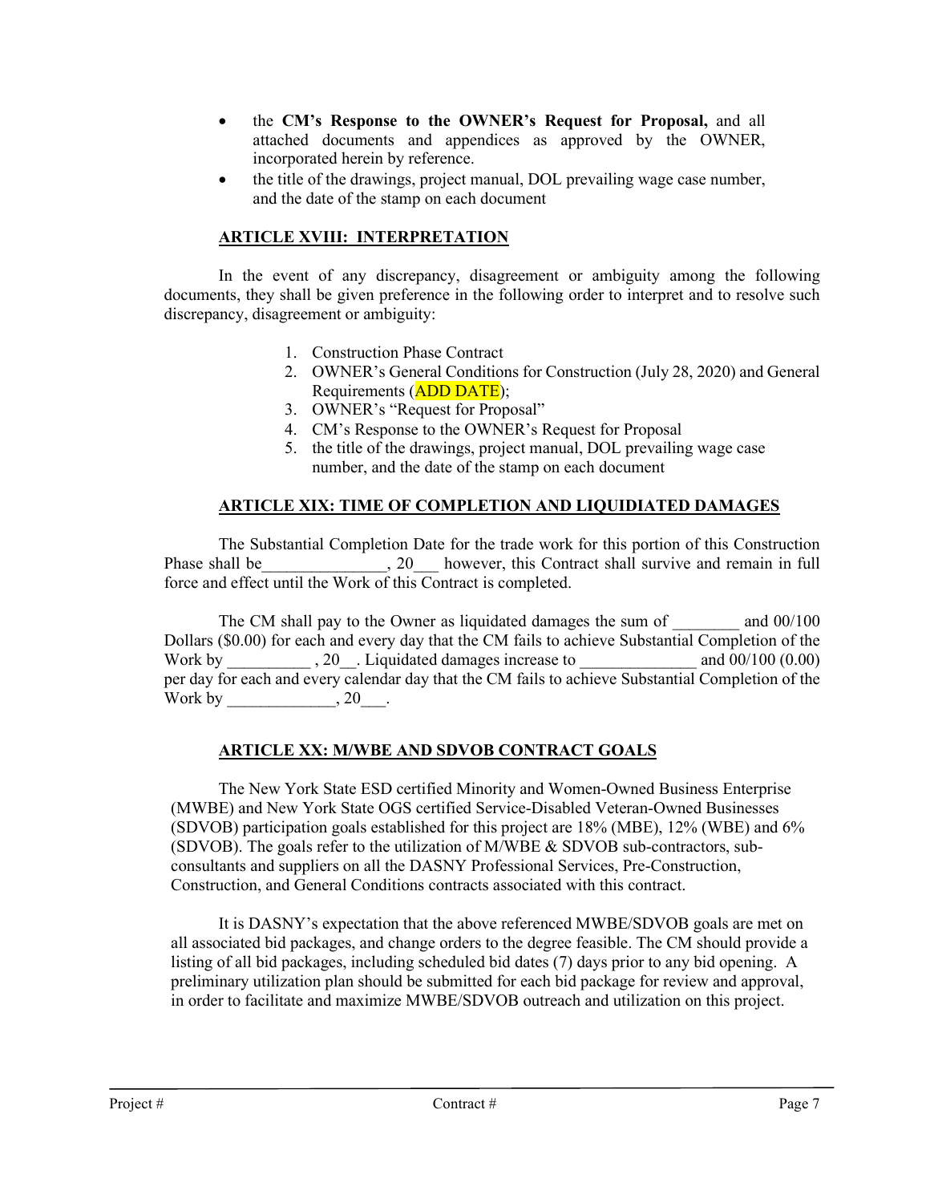- the **CM's Response to the OWNER's Request for Proposal,** and all attached documents and appendices as approved by the OWNER, incorporated herein by reference.
- the title of the drawings, project manual, DOL prevailing wage case number, and the date of the stamp on each document

## ARTICLE XVIII: INTERPRETATION

In the event of any discrepancy, disagreement or ambiguity among the following documents, they shall be given preference in the following order to interpret and to resolve such discrepancy, disagreement or ambiguity:

1. Construction Phase Contract
2. OWNER's General Conditions for Construction (July 28, 2020) and General Requirements (ADD DATE);
3. OWNER's "Request for Proposal"
4. CM's Response to the OWNER's Request for Proposal
5. the title of the drawings, project manual, DOL prevailing wage case number, and the date of the stamp on each document

## ARTICLE XIX: TIME OF COMPLETION AND LIQUIDIATED DAMAGES

The Substantial Completion Date for the trade work for this portion of this Construction Phase shall be_______________, 20___ however, this Contract shall survive and remain in full force and effect until the Work of this Contract is completed.

The CM shall pay to the Owner as liquidated damages the sum of ________ and 00/100 Dollars ($0.00) for each and every day that the CM fails to achieve Substantial Completion of the Work by __________ , 20__. Liquidated damages increase to ______________ and 00/100 (0.00) per day for each and every calendar day that the CM fails to achieve Substantial Completion of the Work by _____________, 20___.

## ARTICLE XX: M/WBE AND SDVOB CONTRACT GOALS

The New York State ESD certified Minority and Women-Owned Business Enterprise (MWBE) and New York State OGS certified Service-Disabled Veteran-Owned Businesses (SDVOB) participation goals established for this project are 18% (MBE), 12% (WBE) and 6% (SDVOB). The goals refer to the utilization of M/WBE & SDVOB sub-contractors, sub-consultants and suppliers on all the DASNY Professional Services, Pre-Construction, Construction, and General Conditions contracts associated with this contract.

It is DASNY's expectation that the above referenced MWBE/SDVOB goals are met on all associated bid packages, and change orders to the degree feasible. The CM should provide a listing of all bid packages, including scheduled bid dates (7) days prior to any bid opening. A preliminary utilization plan should be submitted for each bid package for review and approval, in order to facilitate and maximize MWBE/SDVOB outreach and utilization on this project.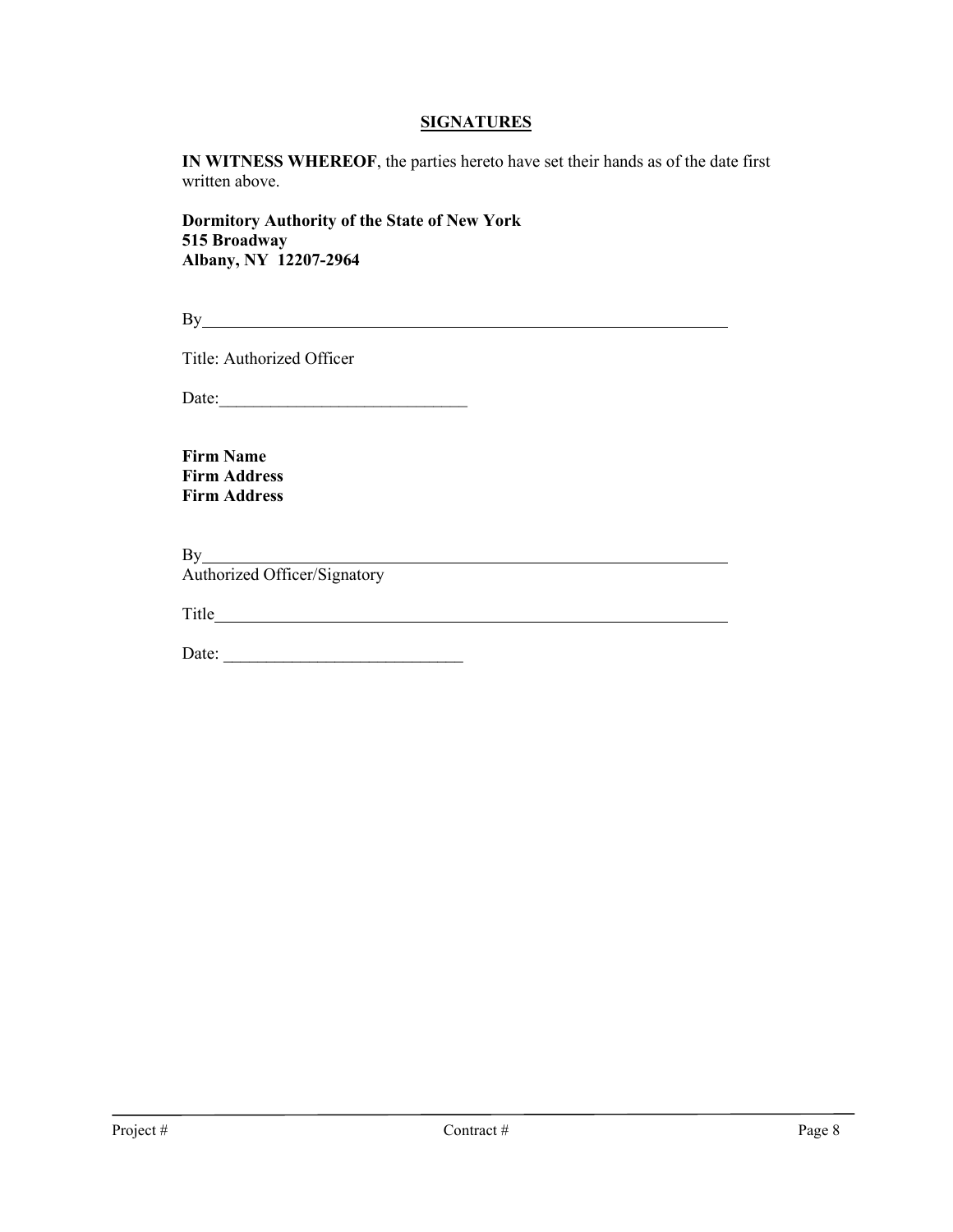## **SIGNATURES**

**IN WITNESS WHEREOF**, the parties hereto have set their hands as of the date first written above.

**Dormitory Authority of the State of New York**
**515 Broadway**
**Albany, NY 12207-2964**

By_______________________________________________

Title: Authorized Officer

Date:____________________________

**Firm Name**
**Firm Address**
**Firm Address**

By_______________________________________________
Authorized Officer/Signatory

Title_____________________________________________

Date: ___________________________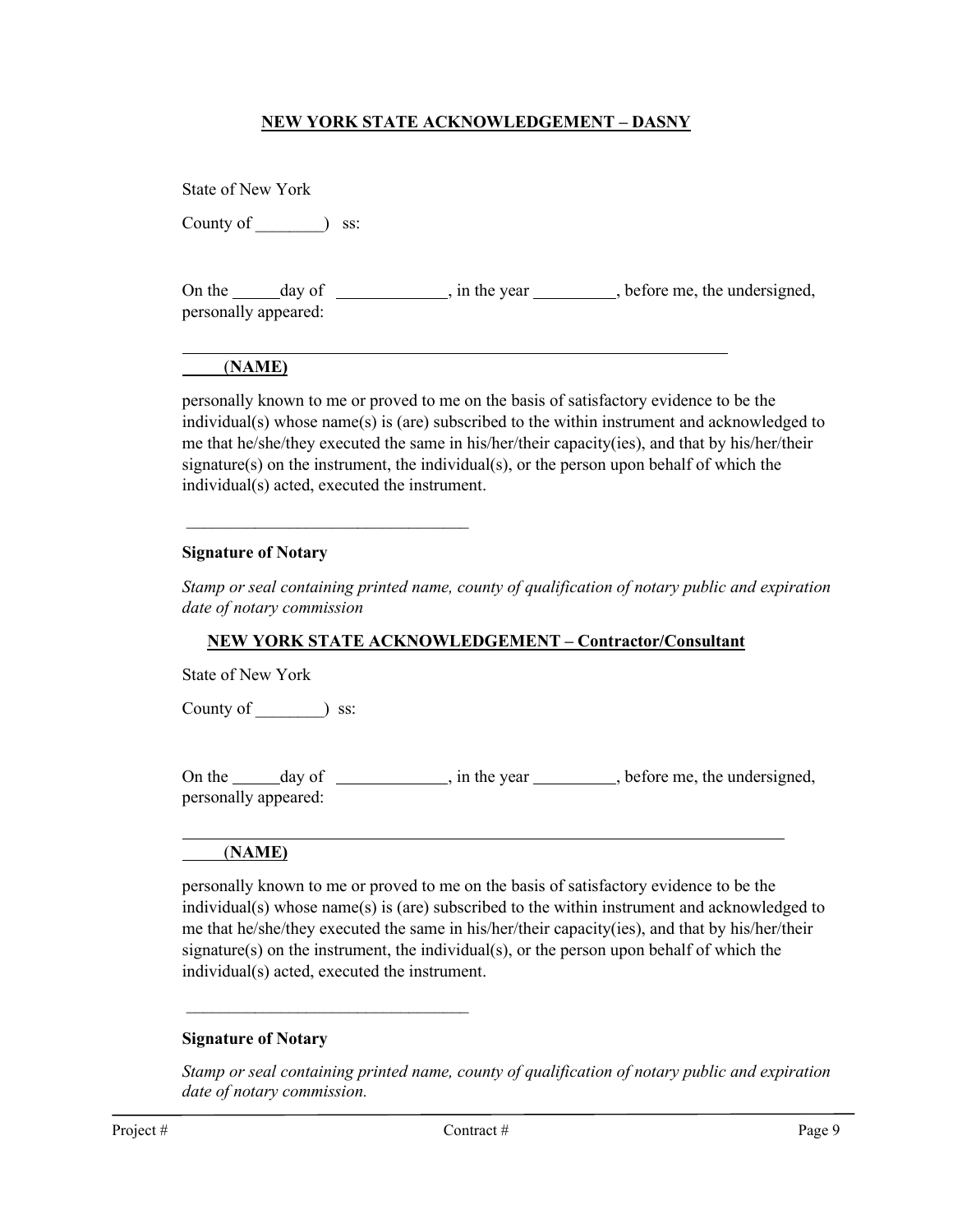## NEW YORK STATE ACKNOWLEDGEMENT – DASNY

State of New York

County of ________) ss:

On the _____day of _____________, in the year __________, before me, the undersigned, personally appeared:

_______________________________________________________________

**(NAME)**

personally known to me or proved to me on the basis of satisfactory evidence to be the individual(s) whose name(s) is (are) subscribed to the within instrument and acknowledged to me that he/she/they executed the same in his/her/their capacity(ies), and that by his/her/their signature(s) on the instrument, the individual(s), or the person upon behalf of which the individual(s) acted, executed the instrument.

__________________________________

**Signature of Notary**

*Stamp or seal containing printed name, county of qualification of notary public and expiration date of notary commission*

## NEW YORK STATE ACKNOWLEDGEMENT – Contractor/Consultant

State of New York

County of ________) ss:

On the _____day of _____________, in the year __________, before me, the undersigned, personally appeared:

_______________________________________________________________

**(NAME)**

personally known to me or proved to me on the basis of satisfactory evidence to be the individual(s) whose name(s) is (are) subscribed to the within instrument and acknowledged to me that he/she/they executed the same in his/her/their capacity(ies), and that by his/her/their signature(s) on the instrument, the individual(s), or the person upon behalf of which the individual(s) acted, executed the instrument.

__________________________________

**Signature of Notary**

*Stamp or seal containing printed name, county of qualification of notary public and expiration date of notary commission.*

Project # Contract #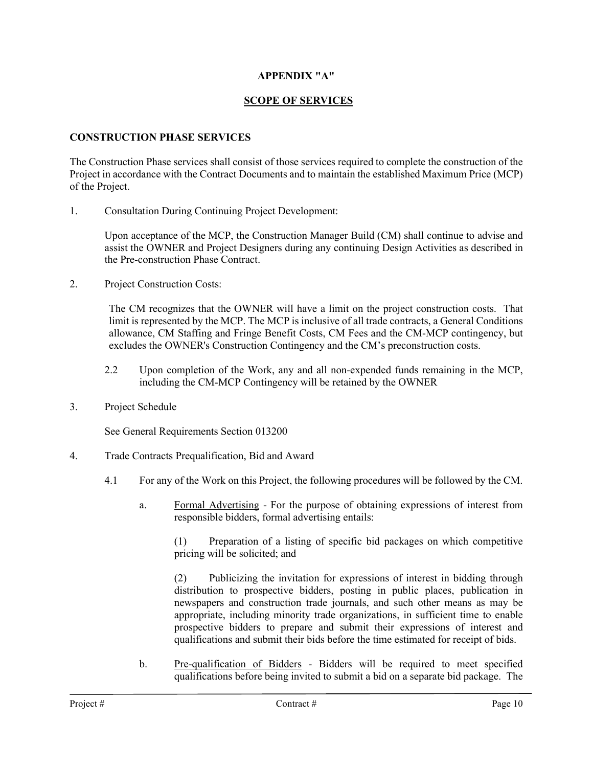**APPENDIX "A"**

**SCOPE OF SERVICES**

**CONSTRUCTION PHASE SERVICES**

The Construction Phase services shall consist of those services required to complete the construction of the Project in accordance with the Contract Documents and to maintain the established Maximum Price (MCP) of the Project.

1. Consultation During Continuing Project Development:

   Upon acceptance of the MCP, the Construction Manager Build (CM) shall continue to advise and assist the OWNER and Project Designers during any continuing Design Activities as described in the Pre-construction Phase Contract.

2. Project Construction Costs:

   The CM recognizes that the OWNER will have a limit on the project construction costs. That limit is represented by the MCP. The MCP is inclusive of all trade contracts, a General Conditions allowance, CM Staffing and Fringe Benefit Costs, CM Fees and the CM-MCP contingency, but excludes the OWNER's Construction Contingency and the CM's preconstruction costs.

   2.2 Upon completion of the Work, any and all non-expended funds remaining in the MCP, including the CM-MCP Contingency will be retained by the OWNER

3. Project Schedule

   See General Requirements Section 013200

4. Trade Contracts Prequalification, Bid and Award

   4.1 For any of the Work on this Project, the following procedures will be followed by the CM.

   a. <u>Formal Advertising</u> - For the purpose of obtaining expressions of interest from responsible bidders, formal advertising entails:

      (1) Preparation of a listing of specific bid packages on which competitive pricing will be solicited; and

      (2) Publicizing the invitation for expressions of interest in bidding through distribution to prospective bidders, posting in public places, publication in newspapers and construction trade journals, and such other means as may be appropriate, including minority trade organizations, in sufficient time to enable prospective bidders to prepare and submit their expressions of interest and qualifications and submit their bids before the time estimated for receipt of bids.

   b. <u>Pre-qualification of Bidders</u> - Bidders will be required to meet specified qualifications before being invited to submit a bid on a separate bid package. The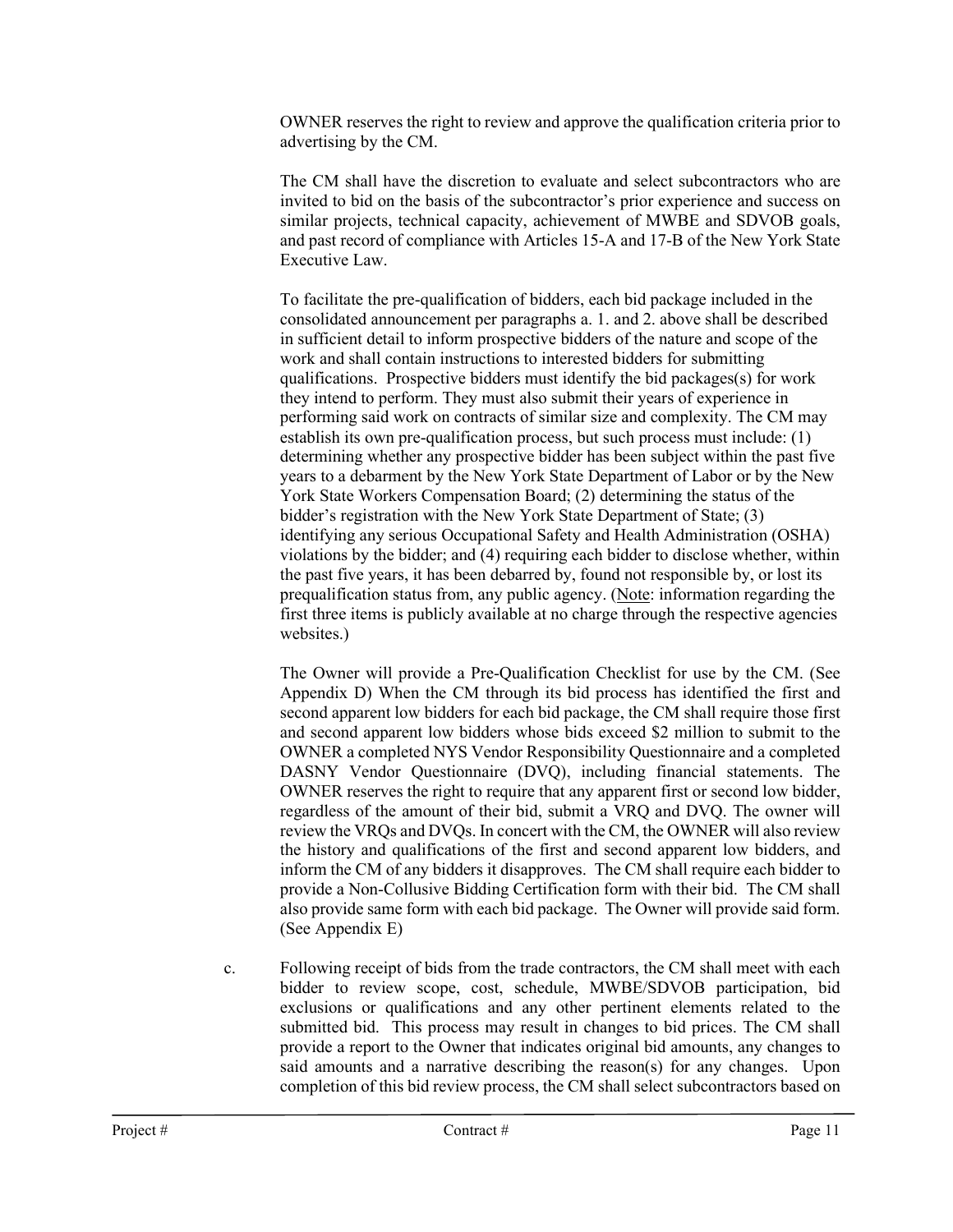OWNER reserves the right to review and approve the qualification criteria prior to advertising by the CM.

The CM shall have the discretion to evaluate and select subcontractors who are invited to bid on the basis of the subcontractor's prior experience and success on similar projects, technical capacity, achievement of MWBE and SDVOB goals, and past record of compliance with Articles 15-A and 17-B of the New York State Executive Law.

To facilitate the pre-qualification of bidders, each bid package included in the consolidated announcement per paragraphs a. 1. and 2. above shall be described in sufficient detail to inform prospective bidders of the nature and scope of the work and shall contain instructions to interested bidders for submitting qualifications. Prospective bidders must identify the bid packages(s) for work they intend to perform. They must also submit their years of experience in performing said work on contracts of similar size and complexity. The CM may establish its own pre-qualification process, but such process must include: (1) determining whether any prospective bidder has been subject within the past five years to a debarment by the New York State Department of Labor or by the New York State Workers Compensation Board; (2) determining the status of the bidder's registration with the New York State Department of State; (3) identifying any serious Occupational Safety and Health Administration (OSHA) violations by the bidder; and (4) requiring each bidder to disclose whether, within the past five years, it has been debarred by, found not responsible by, or lost its prequalification status from, any public agency. (Note: information regarding the first three items is publicly available at no charge through the respective agencies websites.)

The Owner will provide a Pre-Qualification Checklist for use by the CM. (See Appendix D) When the CM through its bid process has identified the first and second apparent low bidders for each bid package, the CM shall require those first and second apparent low bidders whose bids exceed $2 million to submit to the OWNER a completed NYS Vendor Responsibility Questionnaire and a completed DASNY Vendor Questionnaire (DVQ), including financial statements. The OWNER reserves the right to require that any apparent first or second low bidder, regardless of the amount of their bid, submit a VRQ and DVQ. The owner will review the VRQs and DVQs. In concert with the CM, the OWNER will also review the history and qualifications of the first and second apparent low bidders, and inform the CM of any bidders it disapproves. The CM shall require each bidder to provide a Non-Collusive Bidding Certification form with their bid. The CM shall also provide same form with each bid package. The Owner will provide said form. (See Appendix E)

c. Following receipt of bids from the trade contractors, the CM shall meet with each bidder to review scope, cost, schedule, MWBE/SDVOB participation, bid exclusions or qualifications and any other pertinent elements related to the submitted bid. This process may result in changes to bid prices. The CM shall provide a report to the Owner that indicates original bid amounts, any changes to said amounts and a narrative describing the reason(s) for any changes. Upon completion of this bid review process, the CM shall select subcontractors based on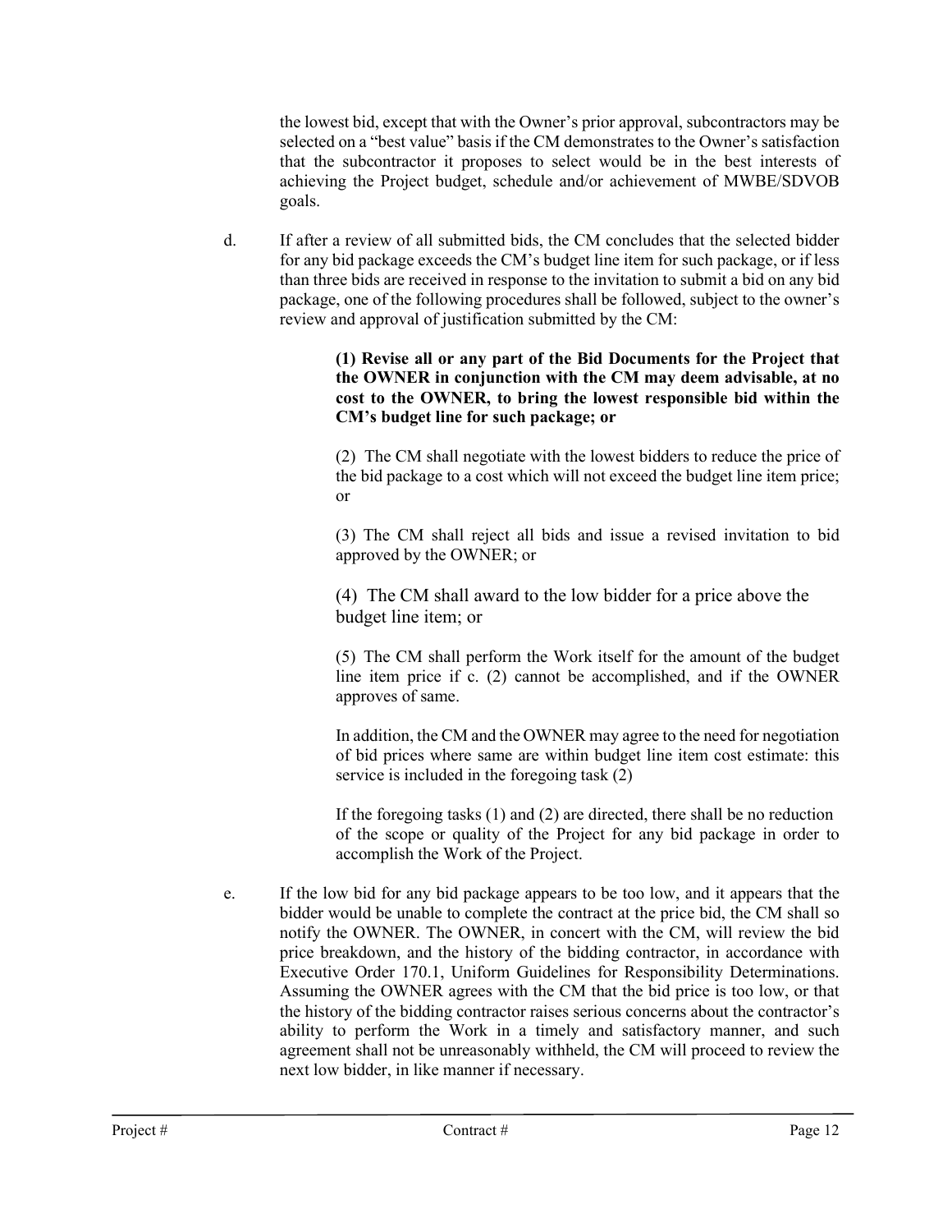the lowest bid, except that with the Owner's prior approval, subcontractors may be selected on a "best value" basis if the CM demonstrates to the Owner's satisfaction that the subcontractor it proposes to select would be in the best interests of achieving the Project budget, schedule and/or achievement of MWBE/SDVOB goals.

d. If after a review of all submitted bids, the CM concludes that the selected bidder for any bid package exceeds the CM's budget line item for such package, or if less than three bids are received in response to the invitation to submit a bid on any bid package, one of the following procedures shall be followed, subject to the owner's review and approval of justification submitted by the CM:

**(1) Revise all or any part of the Bid Documents for the Project that the OWNER in conjunction with the CM may deem advisable, at no cost to the OWNER, to bring the lowest responsible bid within the CM's budget line for such package; or**

(2) The CM shall negotiate with the lowest bidders to reduce the price of the bid package to a cost which will not exceed the budget line item price; or

(3) The CM shall reject all bids and issue a revised invitation to bid approved by the OWNER; or

(4) The CM shall award to the low bidder for a price above the budget line item; or

(5) The CM shall perform the Work itself for the amount of the budget line item price if c. (2) cannot be accomplished, and if the OWNER approves of same.

In addition, the CM and the OWNER may agree to the need for negotiation of bid prices where same are within budget line item cost estimate: this service is included in the foregoing task (2)

If the foregoing tasks (1) and (2) are directed, there shall be no reduction of the scope or quality of the Project for any bid package in order to accomplish the Work of the Project.

e. If the low bid for any bid package appears to be too low, and it appears that the bidder would be unable to complete the contract at the price bid, the CM shall so notify the OWNER. The OWNER, in concert with the CM, will review the bid price breakdown, and the history of the bidding contractor, in accordance with Executive Order 170.1, Uniform Guidelines for Responsibility Determinations. Assuming the OWNER agrees with the CM that the bid price is too low, or that the history of the bidding contractor raises serious concerns about the contractor's ability to perform the Work in a timely and satisfactory manner, and such agreement shall not be unreasonably withheld, the CM will proceed to review the next low bidder, in like manner if necessary.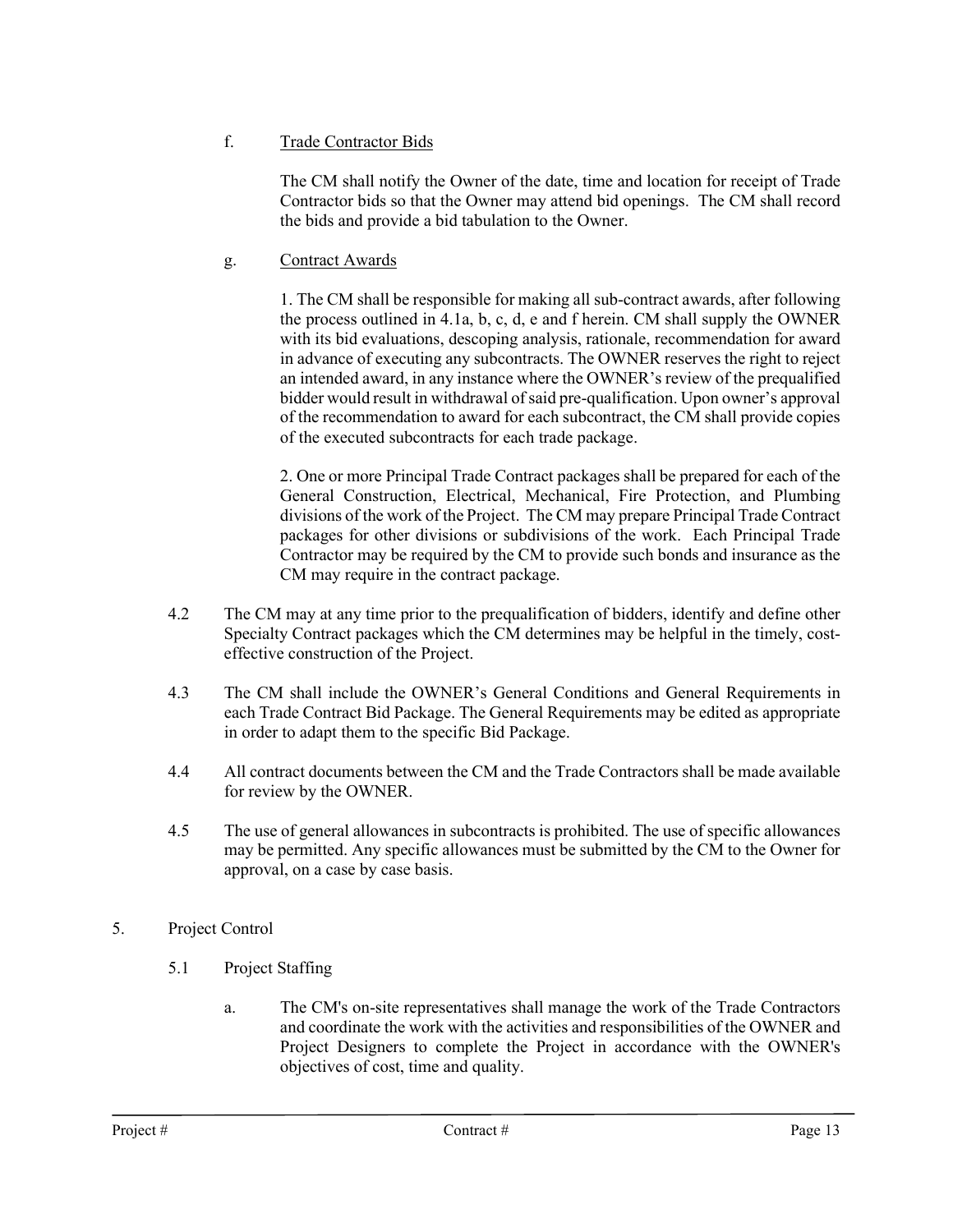f. <u>Trade Contractor Bids</u>

The CM shall notify the Owner of the date, time and location for receipt of Trade Contractor bids so that the Owner may attend bid openings. The CM shall record the bids and provide a bid tabulation to the Owner.

g. <u>Contract Awards</u>

1. The CM shall be responsible for making all sub-contract awards, after following the process outlined in 4.1a, b, c, d, e and f herein. CM shall supply the OWNER with its bid evaluations, descoping analysis, rationale, recommendation for award in advance of executing any subcontracts. The OWNER reserves the right to reject an intended award, in any instance where the OWNER's review of the prequalified bidder would result in withdrawal of said pre-qualification. Upon owner's approval of the recommendation to award for each subcontract, the CM shall provide copies of the executed subcontracts for each trade package.

2. One or more Principal Trade Contract packages shall be prepared for each of the General Construction, Electrical, Mechanical, Fire Protection, and Plumbing divisions of the work of the Project. The CM may prepare Principal Trade Contract packages for other divisions or subdivisions of the work. Each Principal Trade Contractor may be required by the CM to provide such bonds and insurance as the CM may require in the contract package.

4.2 The CM may at any time prior to the prequalification of bidders, identify and define other Specialty Contract packages which the CM determines may be helpful in the timely, cost-effective construction of the Project.

4.3 The CM shall include the OWNER's General Conditions and General Requirements in each Trade Contract Bid Package. The General Requirements may be edited as appropriate in order to adapt them to the specific Bid Package.

4.4 All contract documents between the CM and the Trade Contractors shall be made available for review by the OWNER.

4.5 The use of general allowances in subcontracts is prohibited. The use of specific allowances may be permitted. Any specific allowances must be submitted by the CM to the Owner for approval, on a case by case basis.

5. Project Control

5.1 Project Staffing

a. The CM's on-site representatives shall manage the work of the Trade Contractors and coordinate the work with the activities and responsibilities of the OWNER and Project Designers to complete the Project in accordance with the OWNER's objectives of cost, time and quality.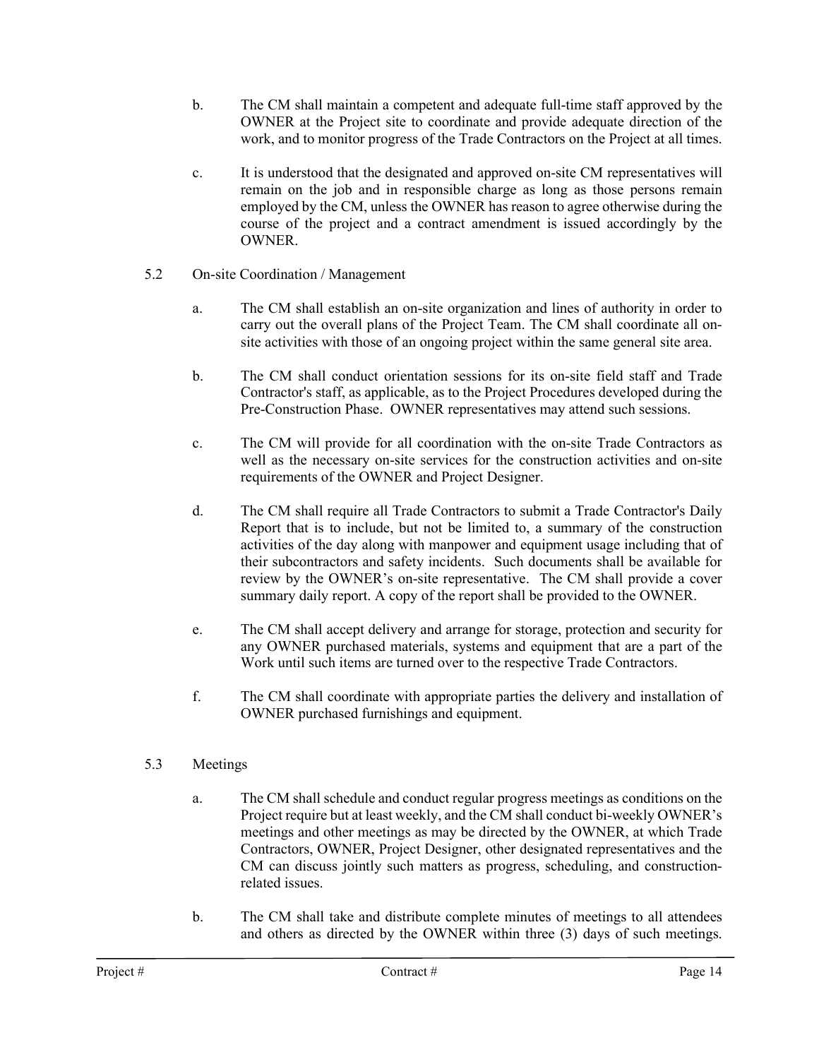b. The CM shall maintain a competent and adequate full-time staff approved by the OWNER at the Project site to coordinate and provide adequate direction of the work, and to monitor progress of the Trade Contractors on the Project at all times.

c. It is understood that the designated and approved on-site CM representatives will remain on the job and in responsible charge as long as those persons remain employed by the CM, unless the OWNER has reason to agree otherwise during the course of the project and a contract amendment is issued accordingly by the OWNER.

5.2 On-site Coordination / Management

a. The CM shall establish an on-site organization and lines of authority in order to carry out the overall plans of the Project Team. The CM shall coordinate all on-site activities with those of an ongoing project within the same general site area.

b. The CM shall conduct orientation sessions for its on-site field staff and Trade Contractor's staff, as applicable, as to the Project Procedures developed during the Pre-Construction Phase. OWNER representatives may attend such sessions.

c. The CM will provide for all coordination with the on-site Trade Contractors as well as the necessary on-site services for the construction activities and on-site requirements of the OWNER and Project Designer.

d. The CM shall require all Trade Contractors to submit a Trade Contractor's Daily Report that is to include, but not be limited to, a summary of the construction activities of the day along with manpower and equipment usage including that of their subcontractors and safety incidents. Such documents shall be available for review by the OWNER's on-site representative. The CM shall provide a cover summary daily report. A copy of the report shall be provided to the OWNER.

e. The CM shall accept delivery and arrange for storage, protection and security for any OWNER purchased materials, systems and equipment that are a part of the Work until such items are turned over to the respective Trade Contractors.

f. The CM shall coordinate with appropriate parties the delivery and installation of OWNER purchased furnishings and equipment.

5.3 Meetings

a. The CM shall schedule and conduct regular progress meetings as conditions on the Project require but at least weekly, and the CM shall conduct bi-weekly OWNER's meetings and other meetings as may be directed by the OWNER, at which Trade Contractors, OWNER, Project Designer, other designated representatives and the CM can discuss jointly such matters as progress, scheduling, and construction-related issues.

b. The CM shall take and distribute complete minutes of meetings to all attendees and others as directed by the OWNER within three (3) days of such meetings.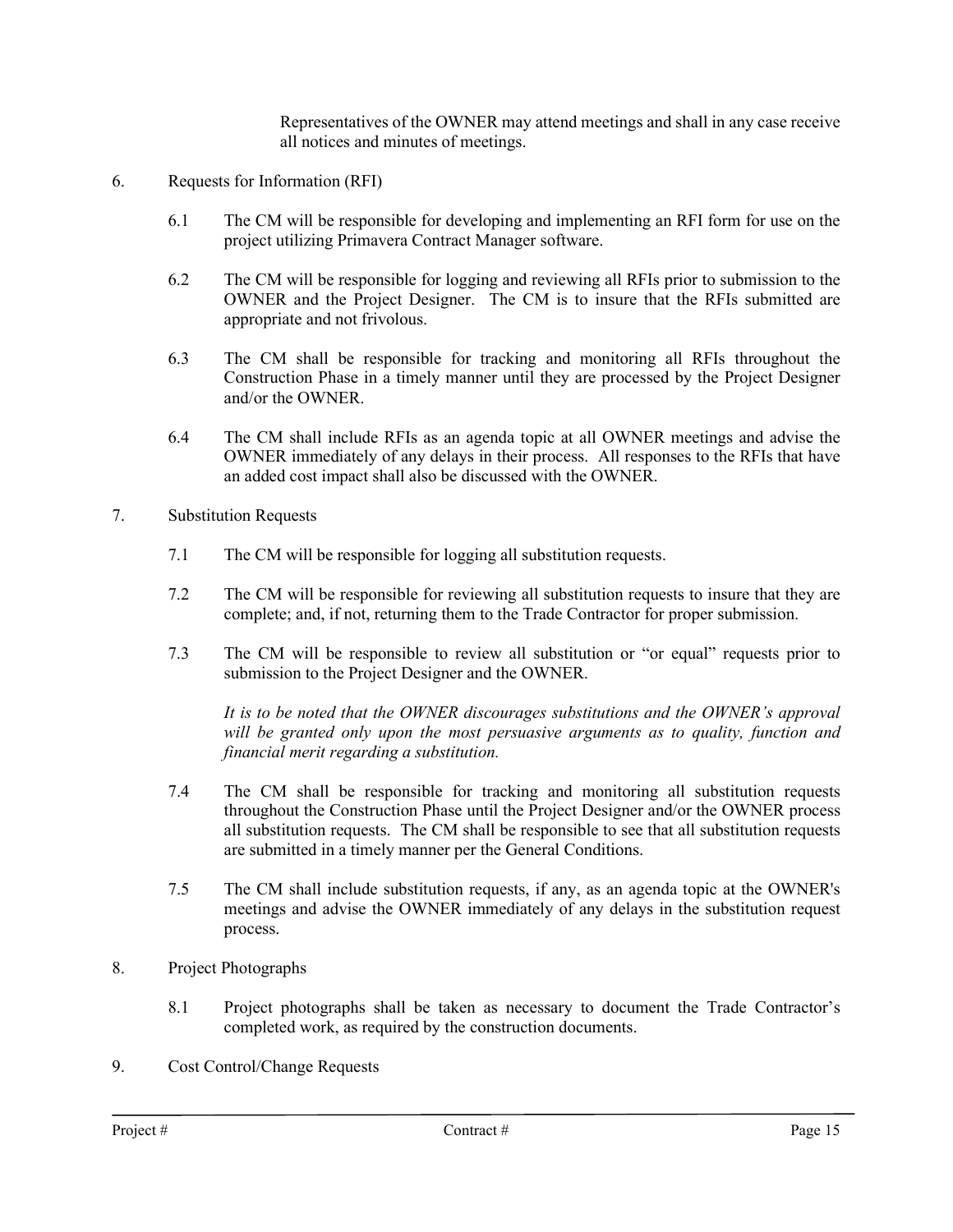Representatives of the OWNER may attend meetings and shall in any case receive all notices and minutes of meetings.

6. Requests for Information (RFI)

   6.1 The CM will be responsible for developing and implementing an RFI form for use on the project utilizing Primavera Contract Manager software.

   6.2 The CM will be responsible for logging and reviewing all RFIs prior to submission to the OWNER and the Project Designer. The CM is to insure that the RFIs submitted are appropriate and not frivolous.

   6.3 The CM shall be responsible for tracking and monitoring all RFIs throughout the Construction Phase in a timely manner until they are processed by the Project Designer and/or the OWNER.

   6.4 The CM shall include RFIs as an agenda topic at all OWNER meetings and advise the OWNER immediately of any delays in their process. All responses to the RFIs that have an added cost impact shall also be discussed with the OWNER.

7. Substitution Requests

   7.1 The CM will be responsible for logging all substitution requests.

   7.2 The CM will be responsible for reviewing all substitution requests to insure that they are complete; and, if not, returning them to the Trade Contractor for proper submission.

   7.3 The CM will be responsible to review all substitution or "or equal" requests prior to submission to the Project Designer and the OWNER.

   *It is to be noted that the OWNER discourages substitutions and the OWNER's approval will be granted only upon the most persuasive arguments as to quality, function and financial merit regarding a substitution.*

   7.4 The CM shall be responsible for tracking and monitoring all substitution requests throughout the Construction Phase until the Project Designer and/or the OWNER process all substitution requests. The CM shall be responsible to see that all substitution requests are submitted in a timely manner per the General Conditions.

   7.5 The CM shall include substitution requests, if any, as an agenda topic at the OWNER's meetings and advise the OWNER immediately of any delays in the substitution request process.

8. Project Photographs

   8.1 Project photographs shall be taken as necessary to document the Trade Contractor's completed work, as required by the construction documents.

9. Cost Control/Change Requests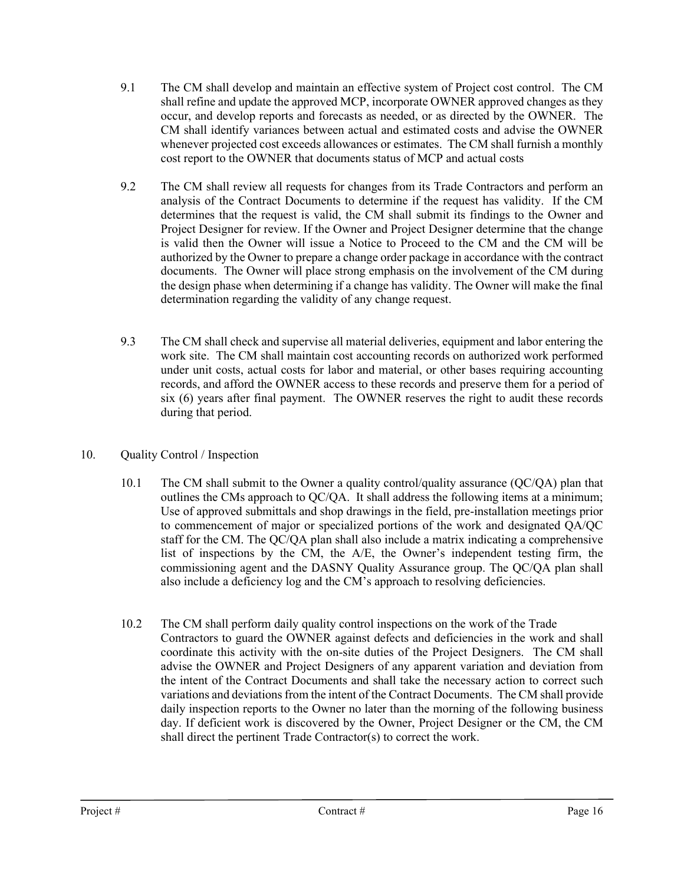9.1 The CM shall develop and maintain an effective system of Project cost control. The CM shall refine and update the approved MCP, incorporate OWNER approved changes as they occur, and develop reports and forecasts as needed, or as directed by the OWNER. The CM shall identify variances between actual and estimated costs and advise the OWNER whenever projected cost exceeds allowances or estimates. The CM shall furnish a monthly cost report to the OWNER that documents status of MCP and actual costs

9.2 The CM shall review all requests for changes from its Trade Contractors and perform an analysis of the Contract Documents to determine if the request has validity. If the CM determines that the request is valid, the CM shall submit its findings to the Owner and Project Designer for review. If the Owner and Project Designer determine that the change is valid then the Owner will issue a Notice to Proceed to the CM and the CM will be authorized by the Owner to prepare a change order package in accordance with the contract documents. The Owner will place strong emphasis on the involvement of the CM during the design phase when determining if a change has validity. The Owner will make the final determination regarding the validity of any change request.

9.3 The CM shall check and supervise all material deliveries, equipment and labor entering the work site. The CM shall maintain cost accounting records on authorized work performed under unit costs, actual costs for labor and material, or other bases requiring accounting records, and afford the OWNER access to these records and preserve them for a period of six (6) years after final payment. The OWNER reserves the right to audit these records during that period.

10. Quality Control / Inspection

10.1 The CM shall submit to the Owner a quality control/quality assurance (QC/QA) plan that outlines the CMs approach to QC/QA. It shall address the following items at a minimum; Use of approved submittals and shop drawings in the field, pre-installation meetings prior to commencement of major or specialized portions of the work and designated QA/QC staff for the CM. The QC/QA plan shall also include a matrix indicating a comprehensive list of inspections by the CM, the A/E, the Owner's independent testing firm, the commissioning agent and the DASNY Quality Assurance group. The QC/QA plan shall also include a deficiency log and the CM's approach to resolving deficiencies.

10.2 The CM shall perform daily quality control inspections on the work of the Trade Contractors to guard the OWNER against defects and deficiencies in the work and shall coordinate this activity with the on-site duties of the Project Designers. The CM shall advise the OWNER and Project Designers of any apparent variation and deviation from the intent of the Contract Documents and shall take the necessary action to correct such variations and deviations from the intent of the Contract Documents. The CM shall provide daily inspection reports to the Owner no later than the morning of the following business day. If deficient work is discovered by the Owner, Project Designer or the CM, the CM shall direct the pertinent Trade Contractor(s) to correct the work.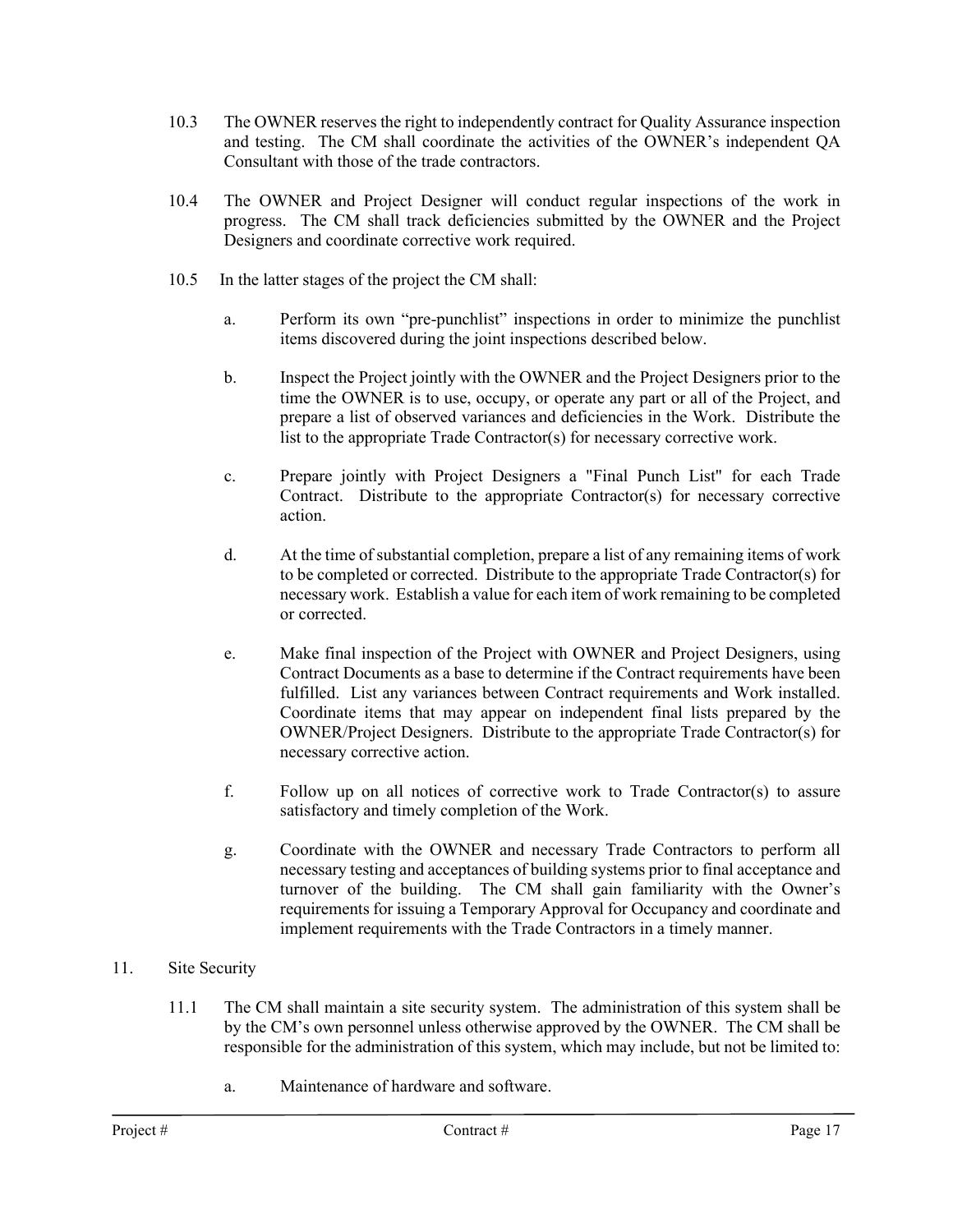10.3 The OWNER reserves the right to independently contract for Quality Assurance inspection and testing. The CM shall coordinate the activities of the OWNER's independent QA Consultant with those of the trade contractors.

10.4 The OWNER and Project Designer will conduct regular inspections of the work in progress. The CM shall track deficiencies submitted by the OWNER and the Project Designers and coordinate corrective work required.

10.5 In the latter stages of the project the CM shall:

a. Perform its own "pre-punchlist" inspections in order to minimize the punchlist items discovered during the joint inspections described below.

b. Inspect the Project jointly with the OWNER and the Project Designers prior to the time the OWNER is to use, occupy, or operate any part or all of the Project, and prepare a list of observed variances and deficiencies in the Work. Distribute the list to the appropriate Trade Contractor(s) for necessary corrective work.

c. Prepare jointly with Project Designers a "Final Punch List" for each Trade Contract. Distribute to the appropriate Contractor(s) for necessary corrective action.

d. At the time of substantial completion, prepare a list of any remaining items of work to be completed or corrected. Distribute to the appropriate Trade Contractor(s) for necessary work. Establish a value for each item of work remaining to be completed or corrected.

e. Make final inspection of the Project with OWNER and Project Designers, using Contract Documents as a base to determine if the Contract requirements have been fulfilled. List any variances between Contract requirements and Work installed. Coordinate items that may appear on independent final lists prepared by the OWNER/Project Designers. Distribute to the appropriate Trade Contractor(s) for necessary corrective action.

f. Follow up on all notices of corrective work to Trade Contractor(s) to assure satisfactory and timely completion of the Work.

g. Coordinate with the OWNER and necessary Trade Contractors to perform all necessary testing and acceptances of building systems prior to final acceptance and turnover of the building. The CM shall gain familiarity with the Owner's requirements for issuing a Temporary Approval for Occupancy and coordinate and implement requirements with the Trade Contractors in a timely manner.

11. Site Security

11.1 The CM shall maintain a site security system. The administration of this system shall be by the CM's own personnel unless otherwise approved by the OWNER. The CM shall be responsible for the administration of this system, which may include, but not be limited to:

a. Maintenance of hardware and software.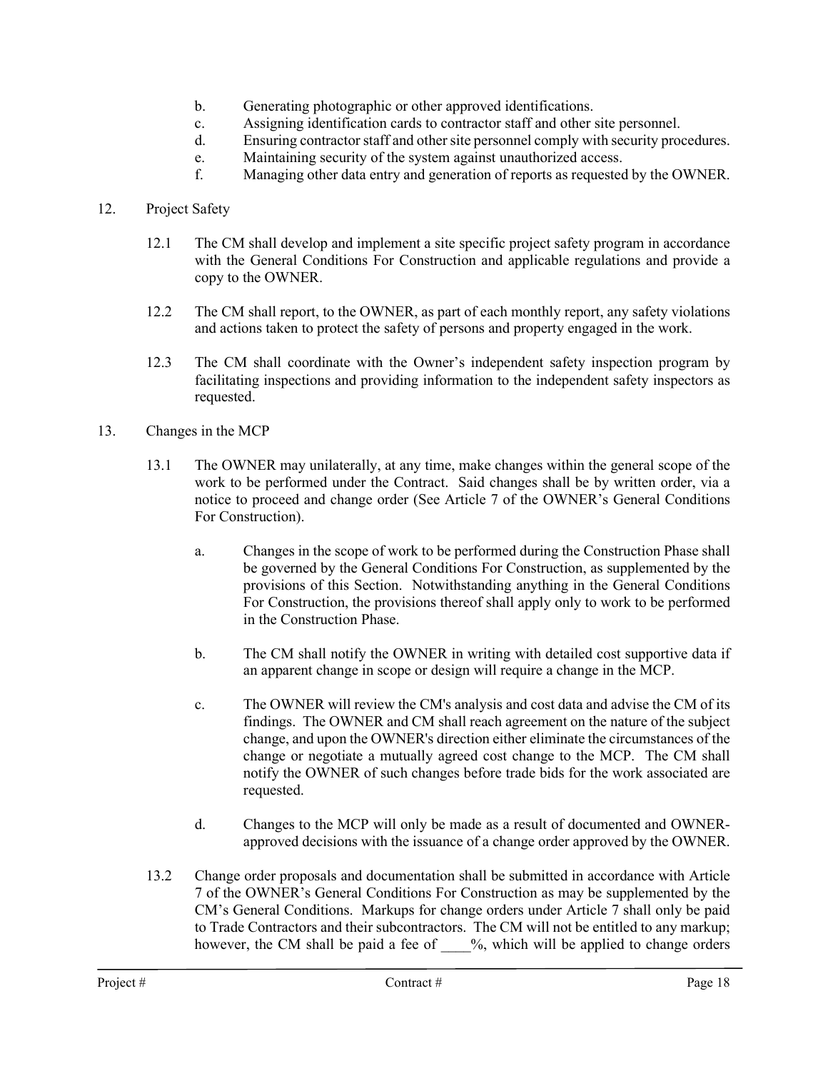b. Generating photographic or other approved identifications.
c. Assigning identification cards to contractor staff and other site personnel.
d. Ensuring contractor staff and other site personnel comply with security procedures.
e. Maintaining security of the system against unauthorized access.
f. Managing other data entry and generation of reports as requested by the OWNER.

12. Project Safety

12.1 The CM shall develop and implement a site specific project safety program in accordance with the General Conditions For Construction and applicable regulations and provide a copy to the OWNER.

12.2 The CM shall report, to the OWNER, as part of each monthly report, any safety violations and actions taken to protect the safety of persons and property engaged in the work.

12.3 The CM shall coordinate with the Owner's independent safety inspection program by facilitating inspections and providing information to the independent safety inspectors as requested.

13. Changes in the MCP

13.1 The OWNER may unilaterally, at any time, make changes within the general scope of the work to be performed under the Contract. Said changes shall be by written order, via a notice to proceed and change order (See Article 7 of the OWNER's General Conditions For Construction).

a. Changes in the scope of work to be performed during the Construction Phase shall be governed by the General Conditions For Construction, as supplemented by the provisions of this Section. Notwithstanding anything in the General Conditions For Construction, the provisions thereof shall apply only to work to be performed in the Construction Phase.

b. The CM shall notify the OWNER in writing with detailed cost supportive data if an apparent change in scope or design will require a change in the MCP.

c. The OWNER will review the CM's analysis and cost data and advise the CM of its findings. The OWNER and CM shall reach agreement on the nature of the subject change, and upon the OWNER's direction either eliminate the circumstances of the change or negotiate a mutually agreed cost change to the MCP. The CM shall notify the OWNER of such changes before trade bids for the work associated are requested.

d. Changes to the MCP will only be made as a result of documented and OWNER-approved decisions with the issuance of a change order approved by the OWNER.

13.2 Change order proposals and documentation shall be submitted in accordance with Article 7 of the OWNER's General Conditions For Construction as may be supplemented by the CM's General Conditions. Markups for change orders under Article 7 shall only be paid to Trade Contractors and their subcontractors. The CM will not be entitled to any markup; however, the CM shall be paid a fee of \_\_\_\_%, which will be applied to change orders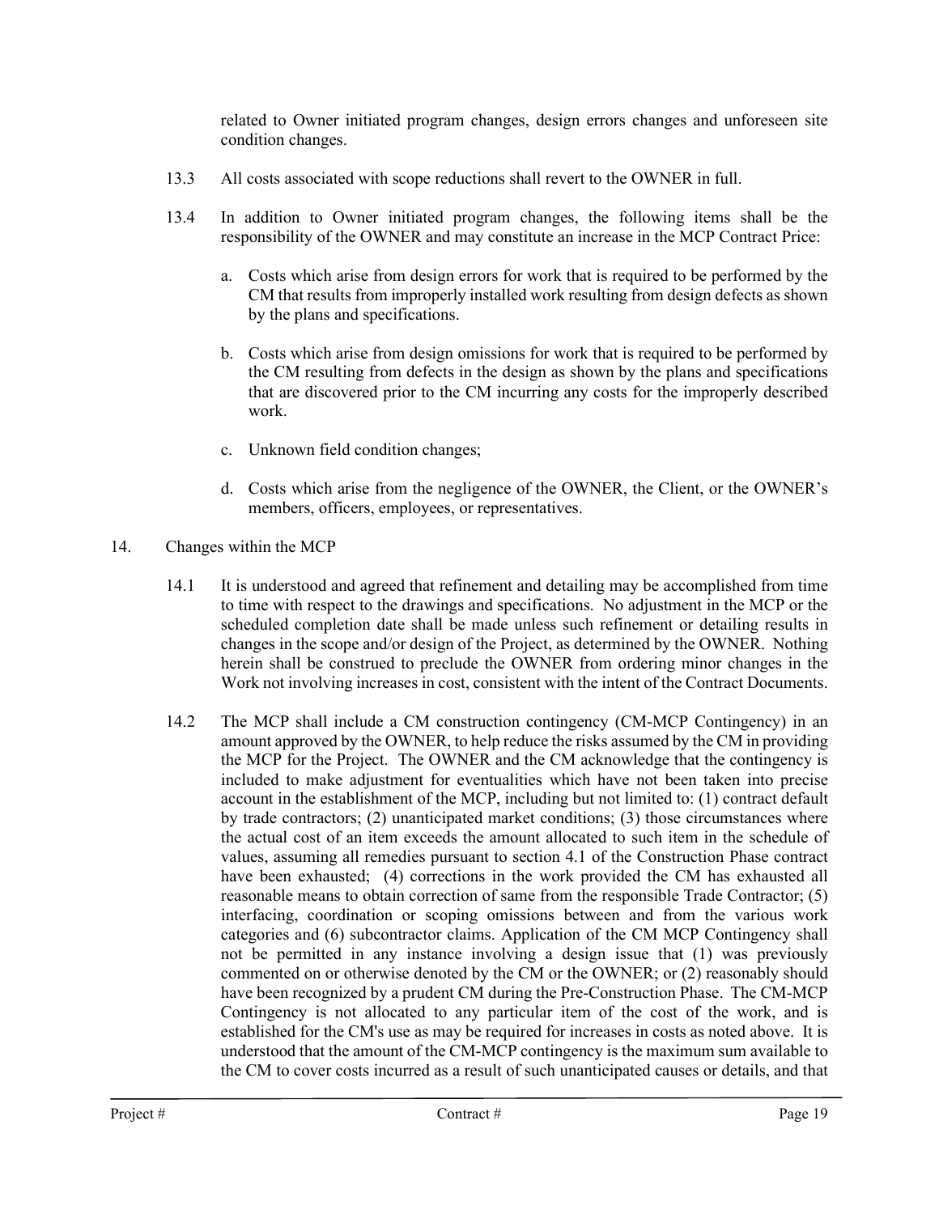related to Owner initiated program changes, design errors changes and unforeseen site condition changes.

13.3 All costs associated with scope reductions shall revert to the OWNER in full.

13.4 In addition to Owner initiated program changes, the following items shall be the responsibility of the OWNER and may constitute an increase in the MCP Contract Price:

a. Costs which arise from design errors for work that is required to be performed by the CM that results from improperly installed work resulting from design defects as shown by the plans and specifications.

b. Costs which arise from design omissions for work that is required to be performed by the CM resulting from defects in the design as shown by the plans and specifications that are discovered prior to the CM incurring any costs for the improperly described work.

c. Unknown field condition changes;

d. Costs which arise from the negligence of the OWNER, the Client, or the OWNER's members, officers, employees, or representatives.

14. Changes within the MCP

14.1 It is understood and agreed that refinement and detailing may be accomplished from time to time with respect to the drawings and specifications. No adjustment in the MCP or the scheduled completion date shall be made unless such refinement or detailing results in changes in the scope and/or design of the Project, as determined by the OWNER. Nothing herein shall be construed to preclude the OWNER from ordering minor changes in the Work not involving increases in cost, consistent with the intent of the Contract Documents.

14.2 The MCP shall include a CM construction contingency (CM-MCP Contingency) in an amount approved by the OWNER, to help reduce the risks assumed by the CM in providing the MCP for the Project. The OWNER and the CM acknowledge that the contingency is included to make adjustment for eventualities which have not been taken into precise account in the establishment of the MCP, including but not limited to: (1) contract default by trade contractors; (2) unanticipated market conditions; (3) those circumstances where the actual cost of an item exceeds the amount allocated to such item in the schedule of values, assuming all remedies pursuant to section 4.1 of the Construction Phase contract have been exhausted; (4) corrections in the work provided the CM has exhausted all reasonable means to obtain correction of same from the responsible Trade Contractor; (5) interfacing, coordination or scoping omissions between and from the various work categories and (6) subcontractor claims. Application of the CM MCP Contingency shall not be permitted in any instance involving a design issue that (1) was previously commented on or otherwise denoted by the CM or the OWNER; or (2) reasonably should have been recognized by a prudent CM during the Pre-Construction Phase. The CM-MCP Contingency is not allocated to any particular item of the cost of the work, and is established for the CM's use as may be required for increases in costs as noted above. It is understood that the amount of the CM-MCP contingency is the maximum sum available to the CM to cover costs incurred as a result of such unanticipated causes or details, and that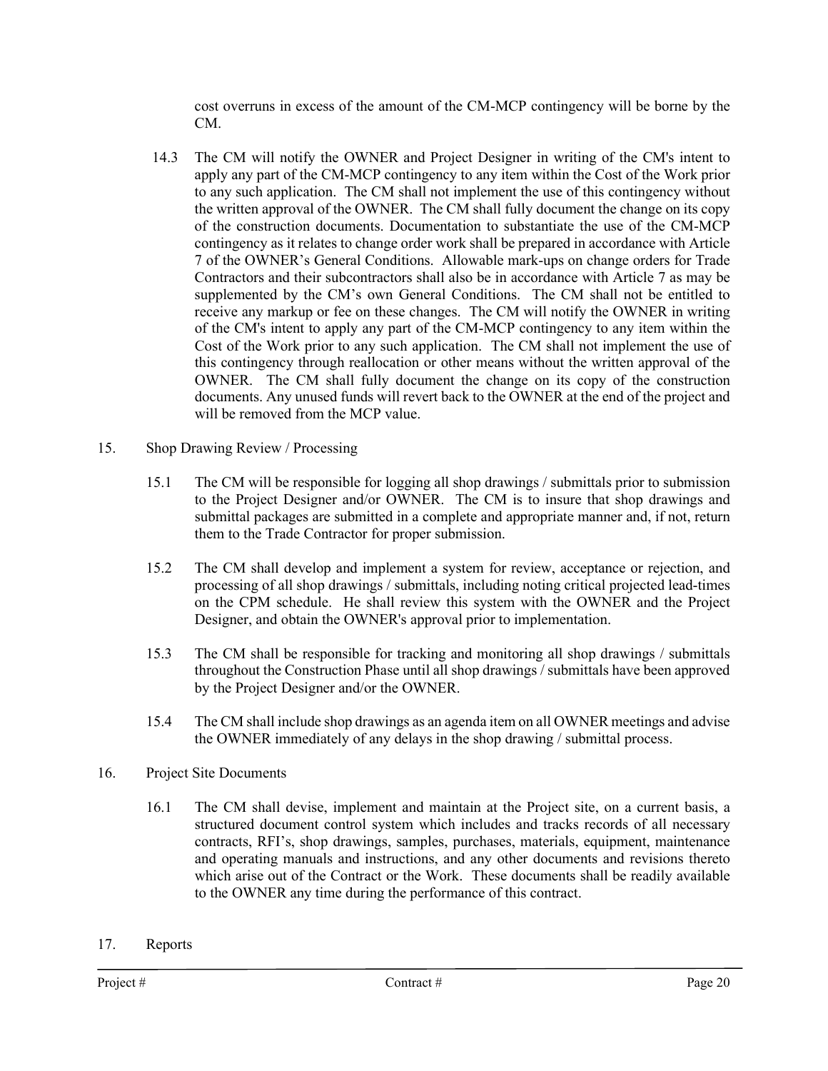cost overruns in excess of the amount of the CM-MCP contingency will be borne by the CM.

14.3 The CM will notify the OWNER and Project Designer in writing of the CM's intent to apply any part of the CM-MCP contingency to any item within the Cost of the Work prior to any such application. The CM shall not implement the use of this contingency without the written approval of the OWNER. The CM shall fully document the change on its copy of the construction documents. Documentation to substantiate the use of the CM-MCP contingency as it relates to change order work shall be prepared in accordance with Article 7 of the OWNER's General Conditions. Allowable mark-ups on change orders for Trade Contractors and their subcontractors shall also be in accordance with Article 7 as may be supplemented by the CM's own General Conditions. The CM shall not be entitled to receive any markup or fee on these changes. The CM will notify the OWNER in writing of the CM's intent to apply any part of the CM-MCP contingency to any item within the Cost of the Work prior to any such application. The CM shall not implement the use of this contingency through reallocation or other means without the written approval of the OWNER. The CM shall fully document the change on its copy of the construction documents. Any unused funds will revert back to the OWNER at the end of the project and will be removed from the MCP value.

15. Shop Drawing Review / Processing

15.1 The CM will be responsible for logging all shop drawings / submittals prior to submission to the Project Designer and/or OWNER. The CM is to insure that shop drawings and submittal packages are submitted in a complete and appropriate manner and, if not, return them to the Trade Contractor for proper submission.

15.2 The CM shall develop and implement a system for review, acceptance or rejection, and processing of all shop drawings / submittals, including noting critical projected lead-times on the CPM schedule. He shall review this system with the OWNER and the Project Designer, and obtain the OWNER's approval prior to implementation.

15.3 The CM shall be responsible for tracking and monitoring all shop drawings / submittals throughout the Construction Phase until all shop drawings / submittals have been approved by the Project Designer and/or the OWNER.

15.4 The CM shall include shop drawings as an agenda item on all OWNER meetings and advise the OWNER immediately of any delays in the shop drawing / submittal process.

16. Project Site Documents

16.1 The CM shall devise, implement and maintain at the Project site, on a current basis, a structured document control system which includes and tracks records of all necessary contracts, RFI's, shop drawings, samples, purchases, materials, equipment, maintenance and operating manuals and instructions, and any other documents and revisions thereto which arise out of the Contract or the Work. These documents shall be readily available to the OWNER any time during the performance of this contract.

17. Reports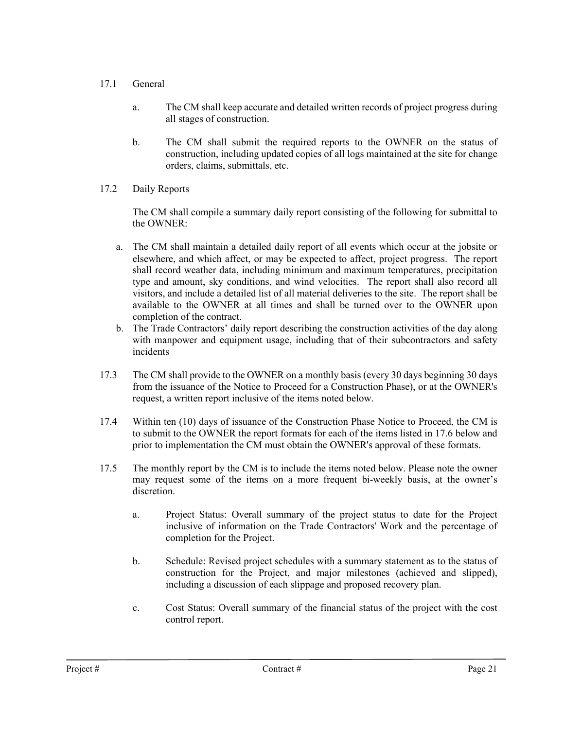17.1 General

a. The CM shall keep accurate and detailed written records of project progress during all stages of construction.

b. The CM shall submit the required reports to the OWNER on the status of construction, including updated copies of all logs maintained at the site for change orders, claims, submittals, etc.

17.2 Daily Reports

The CM shall compile a summary daily report consisting of the following for submittal to the OWNER:

a. The CM shall maintain a detailed daily report of all events which occur at the jobsite or elsewhere, and which affect, or may be expected to affect, project progress. The report shall record weather data, including minimum and maximum temperatures, precipitation type and amount, sky conditions, and wind velocities. The report shall also record all visitors, and include a detailed list of all material deliveries to the site. The report shall be available to the OWNER at all times and shall be turned over to the OWNER upon completion of the contract.

b. The Trade Contractors' daily report describing the construction activities of the day along with manpower and equipment usage, including that of their subcontractors and safety incidents

17.3 The CM shall provide to the OWNER on a monthly basis (every 30 days beginning 30 days from the issuance of the Notice to Proceed for a Construction Phase), or at the OWNER's request, a written report inclusive of the items noted below.

17.4 Within ten (10) days of issuance of the Construction Phase Notice to Proceed, the CM is to submit to the OWNER the report formats for each of the items listed in 17.6 below and prior to implementation the CM must obtain the OWNER's approval of these formats.

17.5 The monthly report by the CM is to include the items noted below. Please note the owner may request some of the items on a more frequent bi-weekly basis, at the owner's discretion.

a. Project Status: Overall summary of the project status to date for the Project inclusive of information on the Trade Contractors' Work and the percentage of completion for the Project.

b. Schedule: Revised project schedules with a summary statement as to the status of construction for the Project, and major milestones (achieved and slipped), including a discussion of each slippage and proposed recovery plan.

c. Cost Status: Overall summary of the financial status of the project with the cost control report.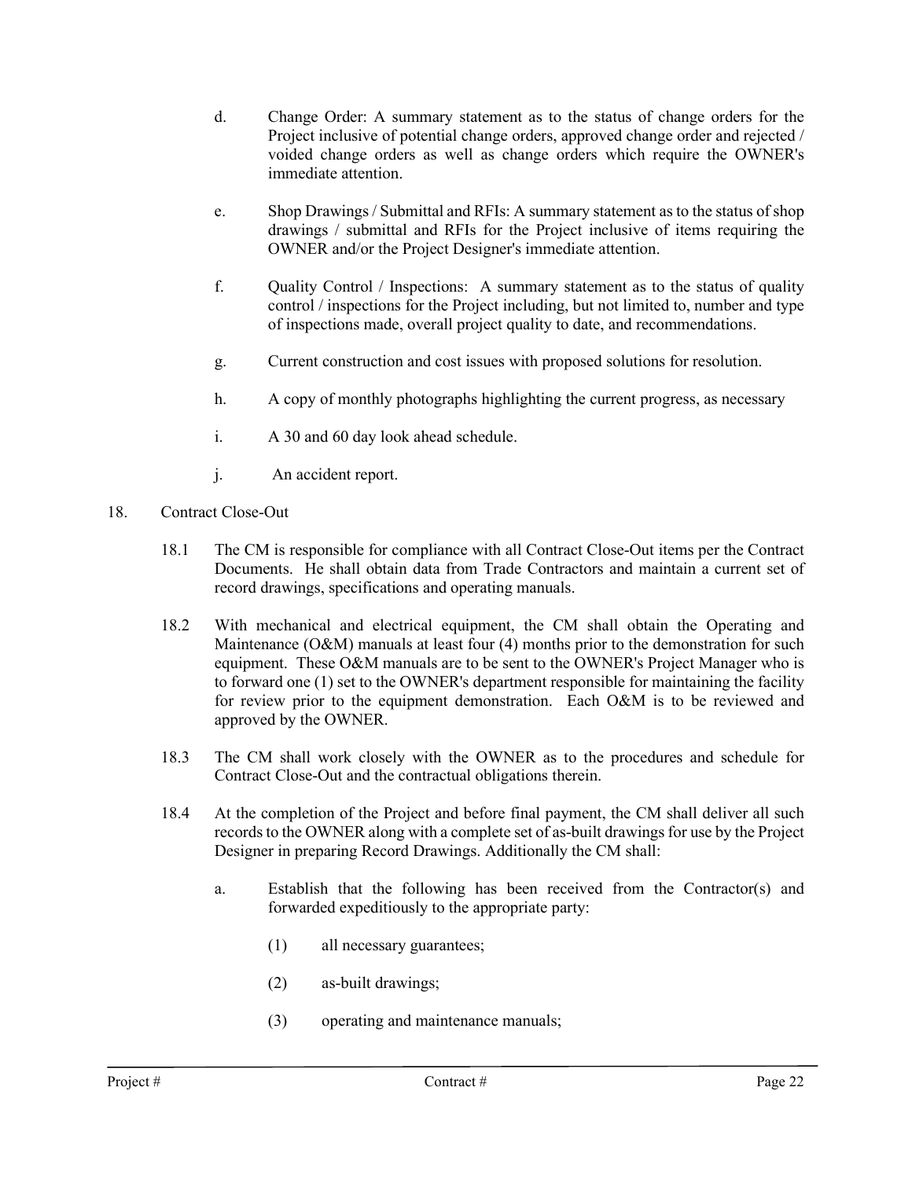d. Change Order: A summary statement as to the status of change orders for the Project inclusive of potential change orders, approved change order and rejected / voided change orders as well as change orders which require the OWNER's immediate attention.

e. Shop Drawings / Submittal and RFIs: A summary statement as to the status of shop drawings / submittal and RFIs for the Project inclusive of items requiring the OWNER and/or the Project Designer's immediate attention.

f. Quality Control / Inspections: A summary statement as to the status of quality control / inspections for the Project including, but not limited to, number and type of inspections made, overall project quality to date, and recommendations.

g. Current construction and cost issues with proposed solutions for resolution.

h. A copy of monthly photographs highlighting the current progress, as necessary

i. A 30 and 60 day look ahead schedule.

j. An accident report.

18. Contract Close-Out

18.1 The CM is responsible for compliance with all Contract Close-Out items per the Contract Documents. He shall obtain data from Trade Contractors and maintain a current set of record drawings, specifications and operating manuals.

18.2 With mechanical and electrical equipment, the CM shall obtain the Operating and Maintenance (O&M) manuals at least four (4) months prior to the demonstration for such equipment. These O&M manuals are to be sent to the OWNER's Project Manager who is to forward one (1) set to the OWNER's department responsible for maintaining the facility for review prior to the equipment demonstration. Each O&M is to be reviewed and approved by the OWNER.

18.3 The CM shall work closely with the OWNER as to the procedures and schedule for Contract Close-Out and the contractual obligations therein.

18.4 At the completion of the Project and before final payment, the CM shall deliver all such records to the OWNER along with a complete set of as-built drawings for use by the Project Designer in preparing Record Drawings. Additionally the CM shall:

a. Establish that the following has been received from the Contractor(s) and forwarded expeditiously to the appropriate party:

(1) all necessary guarantees;

(2) as-built drawings;

(3) operating and maintenance manuals;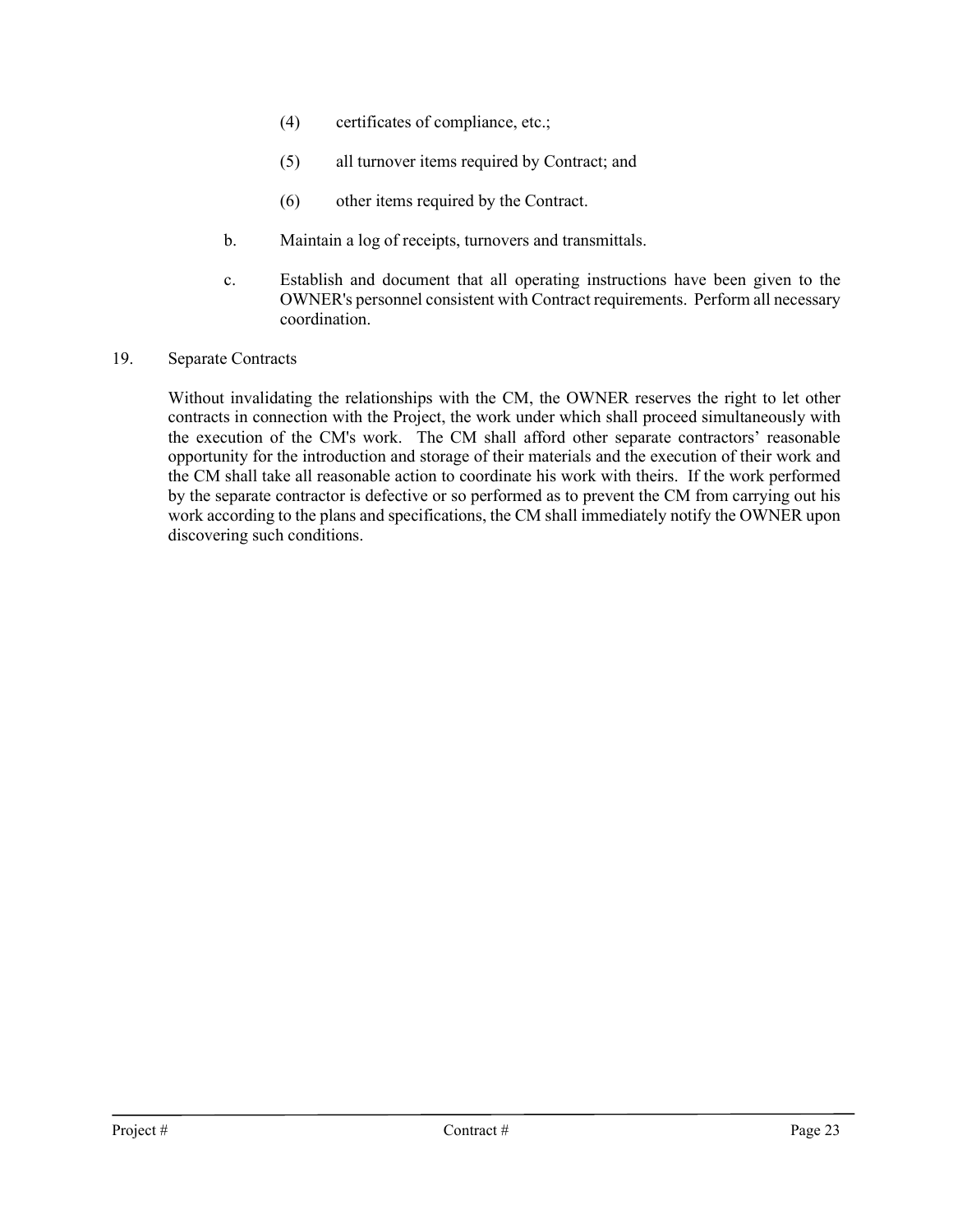(4) certificates of compliance, etc.;

(5) all turnover items required by Contract; and

(6) other items required by the Contract.

b. Maintain a log of receipts, turnovers and transmittals.

c. Establish and document that all operating instructions have been given to the OWNER's personnel consistent with Contract requirements. Perform all necessary coordination.

19. Separate Contracts

Without invalidating the relationships with the CM, the OWNER reserves the right to let other contracts in connection with the Project, the work under which shall proceed simultaneously with the execution of the CM's work. The CM shall afford other separate contractors' reasonable opportunity for the introduction and storage of their materials and the execution of their work and the CM shall take all reasonable action to coordinate his work with theirs. If the work performed by the separate contractor is defective or so performed as to prevent the CM from carrying out his work according to the plans and specifications, the CM shall immediately notify the OWNER upon discovering such conditions.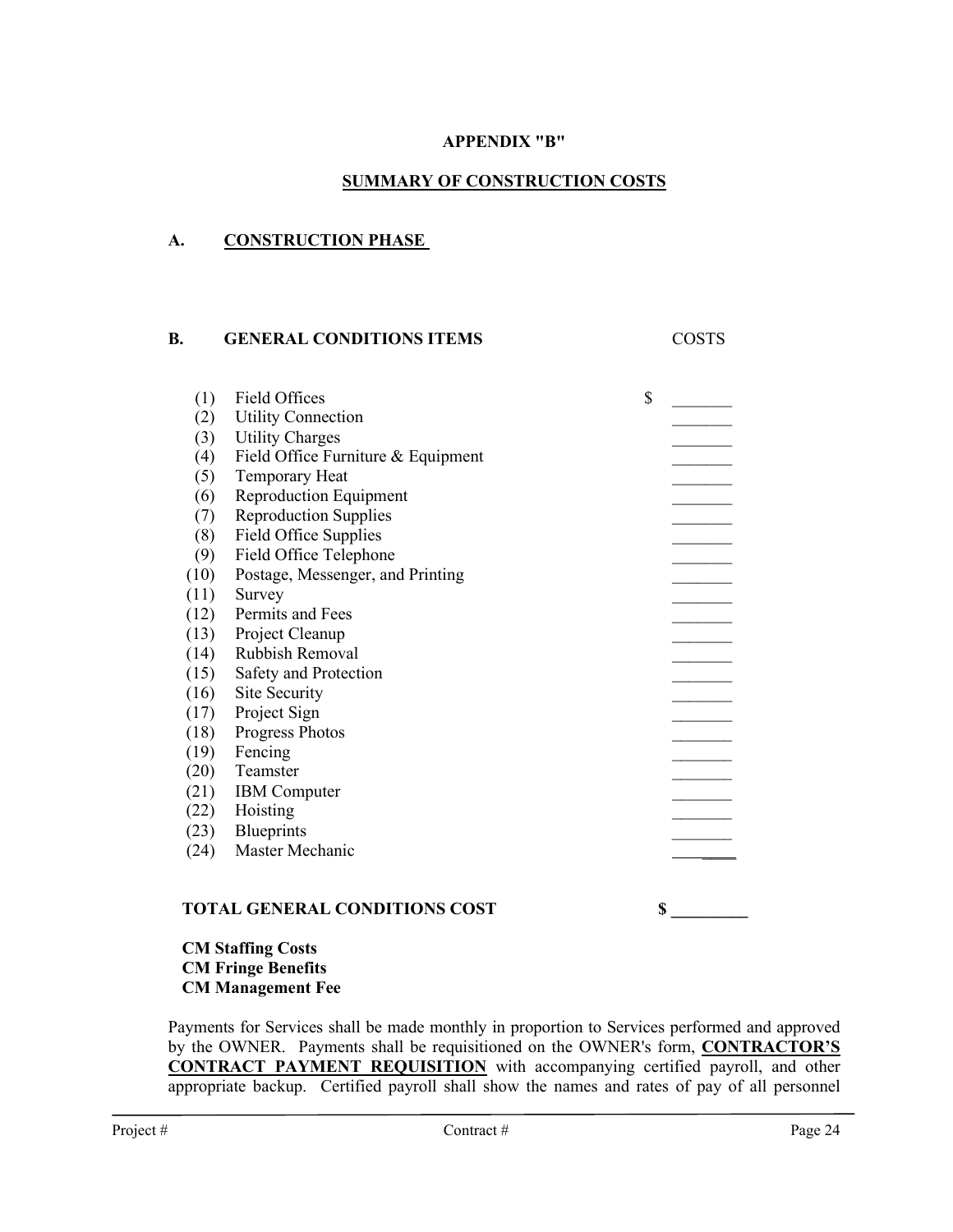# APPENDIX "B"

## SUMMARY OF CONSTRUCTION COSTS

### A. CONSTRUCTION PHASE

### B. GENERAL CONDITIONS ITEMS

| | Item | COSTS |
|---|---|---|
| (1) | Field Offices | $ _______ |
| (2) | Utility Connection | _______ |
| (3) | Utility Charges | _______ |
| (4) | Field Office Furniture & Equipment | _______ |
| (5) | Temporary Heat | _______ |
| (6) | Reproduction Equipment | _______ |
| (7) | Reproduction Supplies | _______ |
| (8) | Field Office Supplies | _______ |
| (9) | Field Office Telephone | _______ |
| (10) | Postage, Messenger, and Printing | _______ |
| (11) | Survey | _______ |
| (12) | Permits and Fees | _______ |
| (13) | Project Cleanup | _______ |
| (14) | Rubbish Removal | _______ |
| (15) | Safety and Protection | _______ |
| (16) | Site Security | _______ |
| (17) | Project Sign | _______ |
| (18) | Progress Photos | _______ |
| (19) | Fencing | _______ |
| (20) | Teamster | _______ |
| (21) | IBM Computer | _______ |
| (22) | Hoisting | _______ |
| (23) | Blueprints | _______ |
| (24) | Master Mechanic | _______ |

**TOTAL GENERAL CONDITIONS COST** **$ _________**

**CM Staffing Costs**
**CM Fringe Benefits**
**CM Management Fee**

Payments for Services shall be made monthly in proportion to Services performed and approved by the OWNER. Payments shall be requisitioned on the OWNER's form, **CONTRACTOR'S CONTRACT PAYMENT REQUISITION** with accompanying certified payroll, and other appropriate backup. Certified payroll shall show the names and rates of pay of all personnel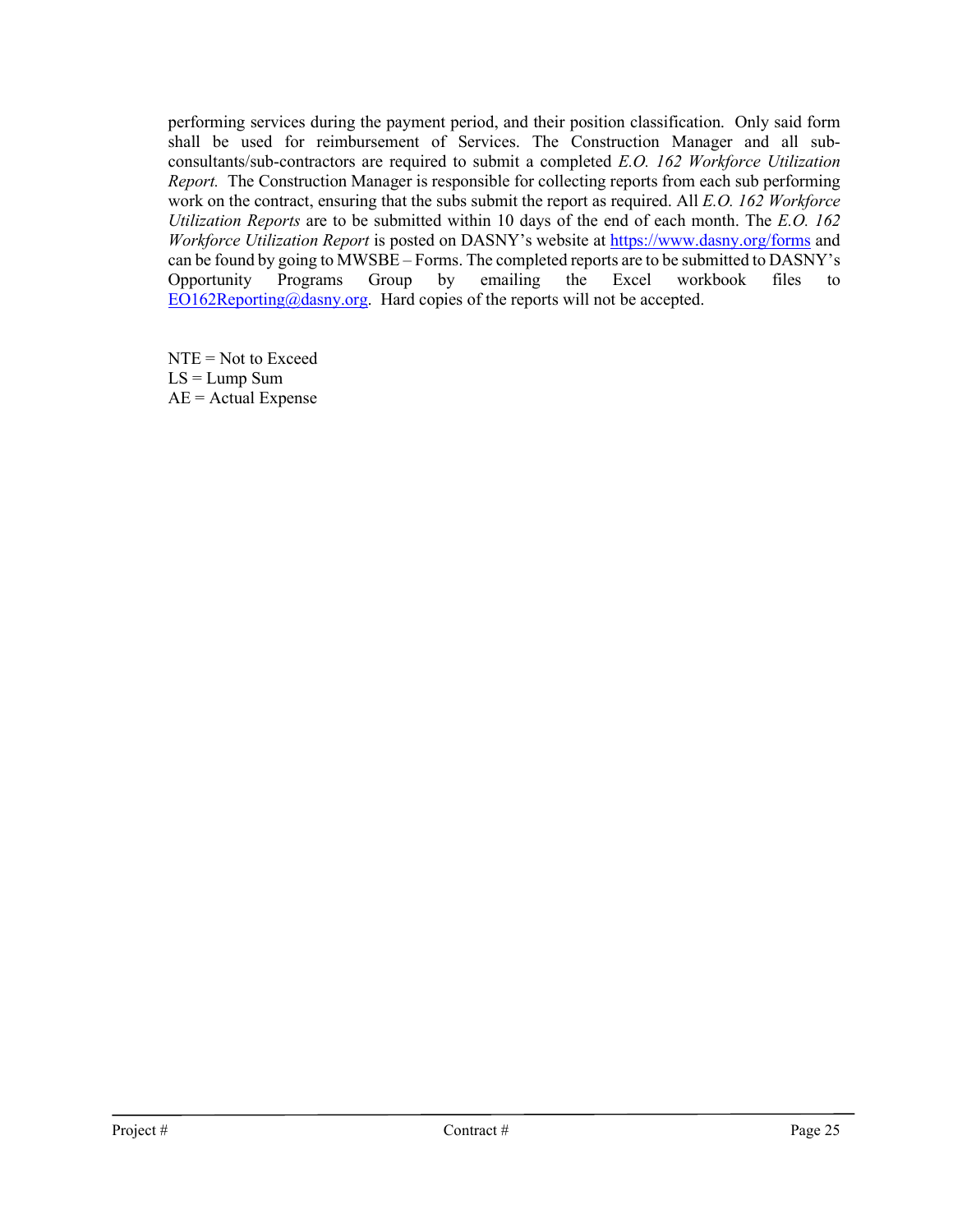performing services during the payment period, and their position classification. Only said form shall be used for reimbursement of Services. The Construction Manager and all sub-consultants/sub-contractors are required to submit a completed *E.O. 162 Workforce Utilization Report.* The Construction Manager is responsible for collecting reports from each sub performing work on the contract, ensuring that the subs submit the report as required. All *E.O. 162 Workforce Utilization Reports* are to be submitted within 10 days of the end of each month. The *E.O. 162 Workforce Utilization Report* is posted on DASNY's website at https://www.dasny.org/forms and can be found by going to MWSBE – Forms. The completed reports are to be submitted to DASNY's Opportunity Programs Group by emailing the Excel workbook files to EO162Reporting@dasny.org. Hard copies of the reports will not be accepted.

NTE = Not to Exceed
LS = Lump Sum
AE = Actual Expense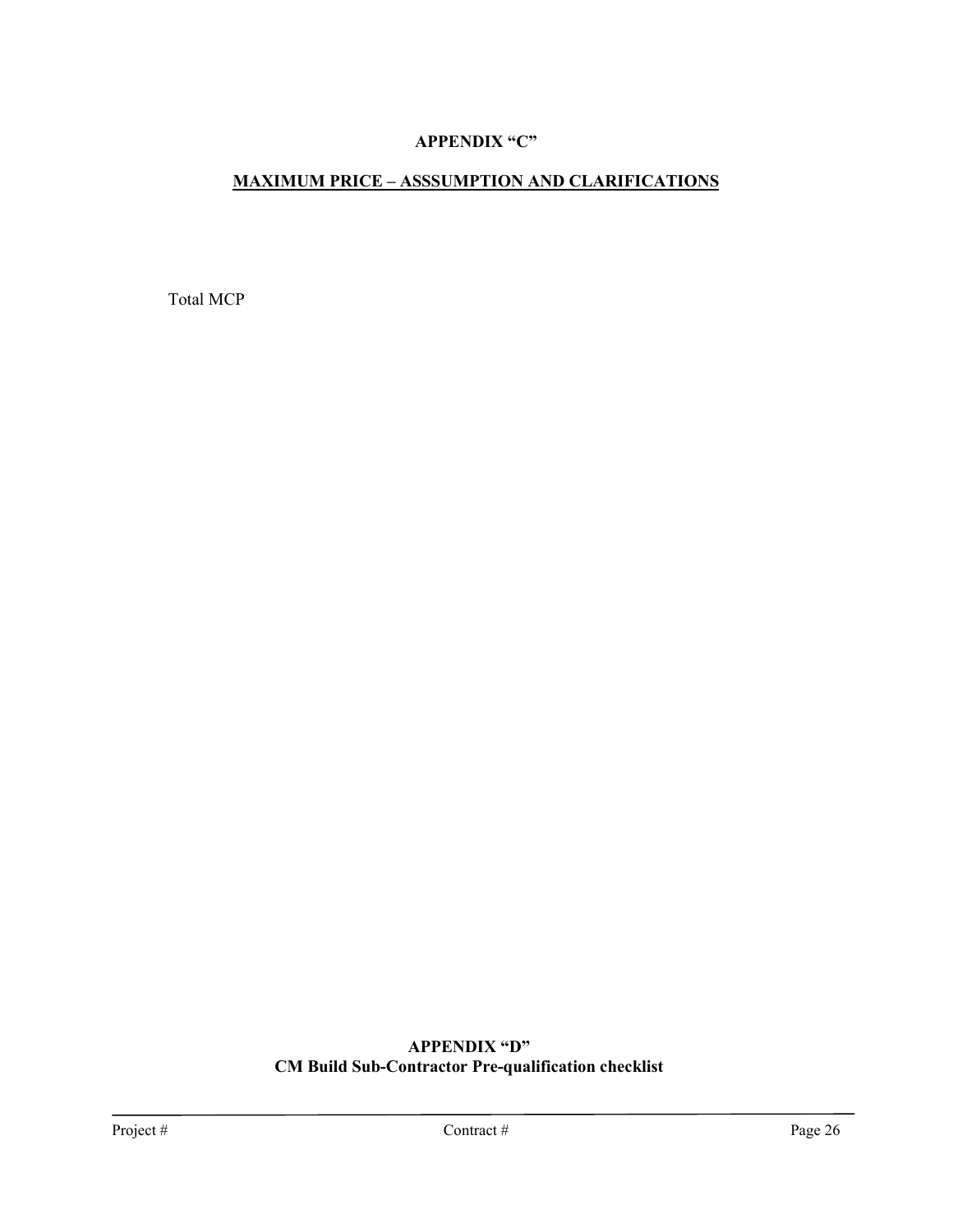**APPENDIX "C"**

**MAXIMUM PRICE – ASSSUMPTION AND CLARIFICATIONS**

Total MCP

**APPENDIX "D"**
**CM Build Sub-Contractor Pre-qualification checklist**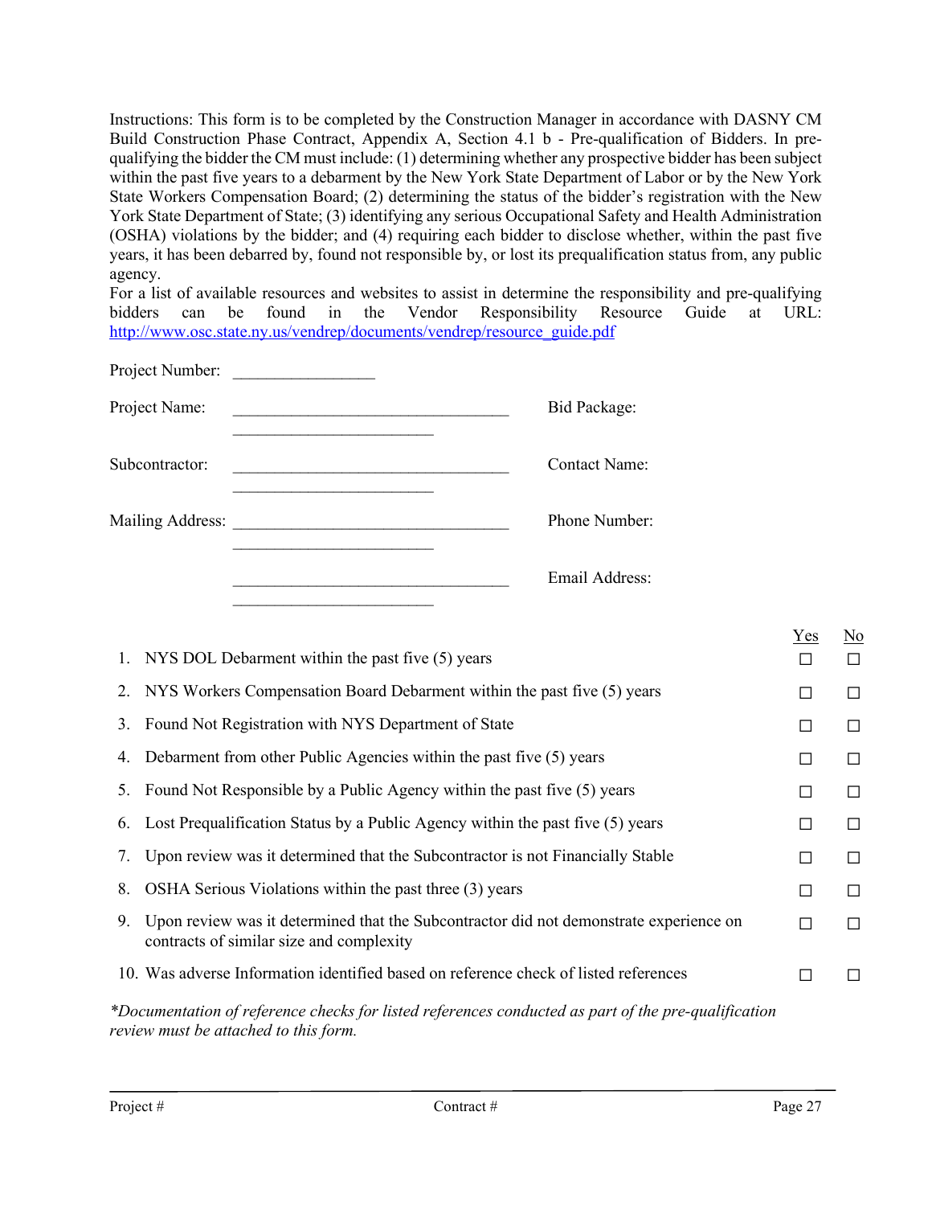Instructions: This form is to be completed by the Construction Manager in accordance with DASNY CM Build Construction Phase Contract, Appendix A, Section 4.1 b - Pre-qualification of Bidders. In pre-qualifying the bidder the CM must include: (1) determining whether any prospective bidder has been subject within the past five years to a debarment by the New York State Department of Labor or by the New York State Workers Compensation Board; (2) determining the status of the bidder's registration with the New York State Department of State; (3) identifying any serious Occupational Safety and Health Administration (OSHA) violations by the bidder; and (4) requiring each bidder to disclose whether, within the past five years, it has been debarred by, found not responsible by, or lost its prequalification status from, any public agency.

For a list of available resources and websites to assist in determine the responsibility and pre-qualifying bidders can be found in the Vendor Responsibility Resource Guide at URL: http://www.osc.state.ny.us/vendrep/documents/vendrep/resource_guide.pdf

Project Number: _________________

Project Name: __________________________________ Bid Package:

Subcontractor: __________________________________ Contact Name:

Mailing Address: __________________________________ Phone Number:

__________________________________ Email Address:

| | | Yes | No |
|---|---|---|---|
| 1. | NYS DOL Debarment within the past five (5) years | ☐ | ☐ |
| 2. | NYS Workers Compensation Board Debarment within the past five (5) years | ☐ | ☐ |
| 3. | Found Not Registration with NYS Department of State | ☐ | ☐ |
| 4. | Debarment from other Public Agencies within the past five (5) years | ☐ | ☐ |
| 5. | Found Not Responsible by a Public Agency within the past five (5) years | ☐ | ☐ |
| 6. | Lost Prequalification Status by a Public Agency within the past five (5) years | ☐ | ☐ |
| 7. | Upon review was it determined that the Subcontractor is not Financially Stable | ☐ | ☐ |
| 8. | OSHA Serious Violations within the past three (3) years | ☐ | ☐ |
| 9. | Upon review was it determined that the Subcontractor did not demonstrate experience on contracts of similar size and complexity | ☐ | ☐ |
| 10. | Was adverse Information identified based on reference check of listed references | ☐ | ☐ |

*\*Documentation of reference checks for listed references conducted as part of the pre-qualification review must be attached to this form.*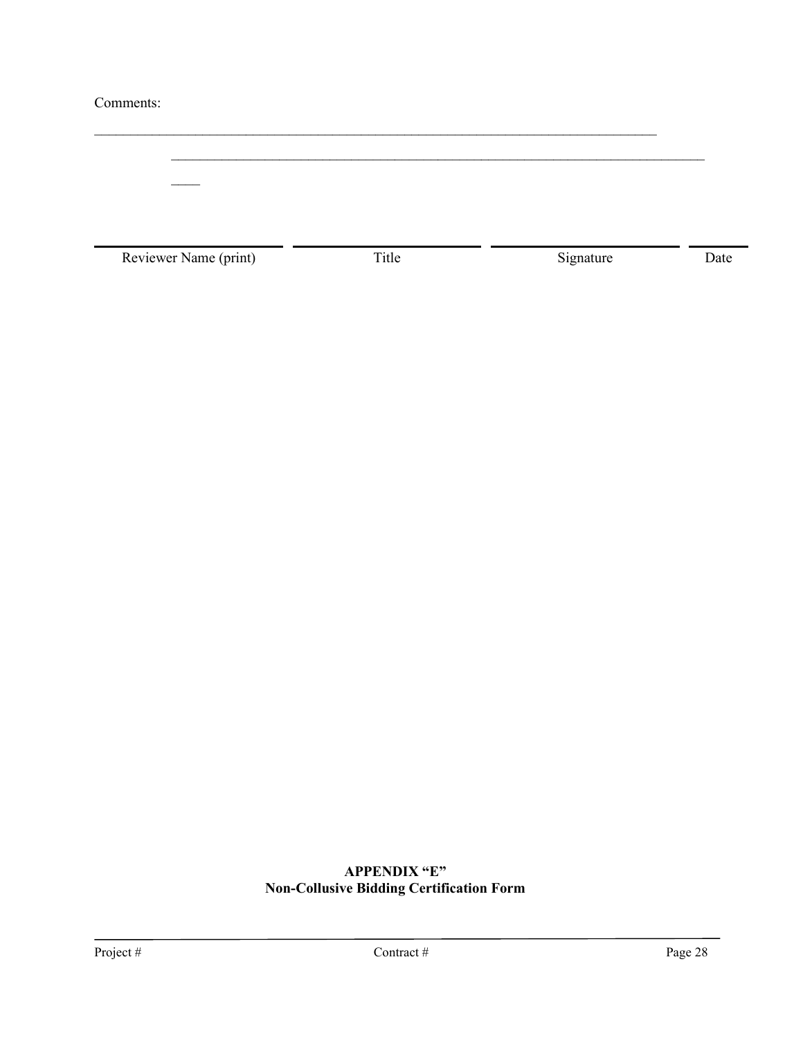Comments:

\_\_\_\_\_\_\_\_\_\_\_\_\_\_\_\_\_\_\_\_\_\_\_\_\_\_\_\_\_\_\_\_\_\_\_\_\_\_\_\_\_\_\_\_\_\_\_\_\_\_\_\_\_\_\_\_\_\_\_\_\_\_\_\_\_\_\_\_\_\_\_\_\_\_\_\_\_\_

\_\_\_\_\_\_\_\_\_\_\_\_\_\_\_\_\_\_\_\_\_\_\_\_\_\_\_\_\_\_\_\_\_\_\_\_\_\_\_\_\_\_\_\_\_\_\_\_\_\_\_\_\_\_\_\_\_\_\_\_\_\_\_\_\_\_\_\_\_\_\_\_\_\_\_\_\_\_

\_\_\_\_

| Reviewer Name (print) | Title | Signature | Date |
|---|---|---|---|

**APPENDIX "E"**
**Non-Collusive Bidding Certification Form**

Project # Contract #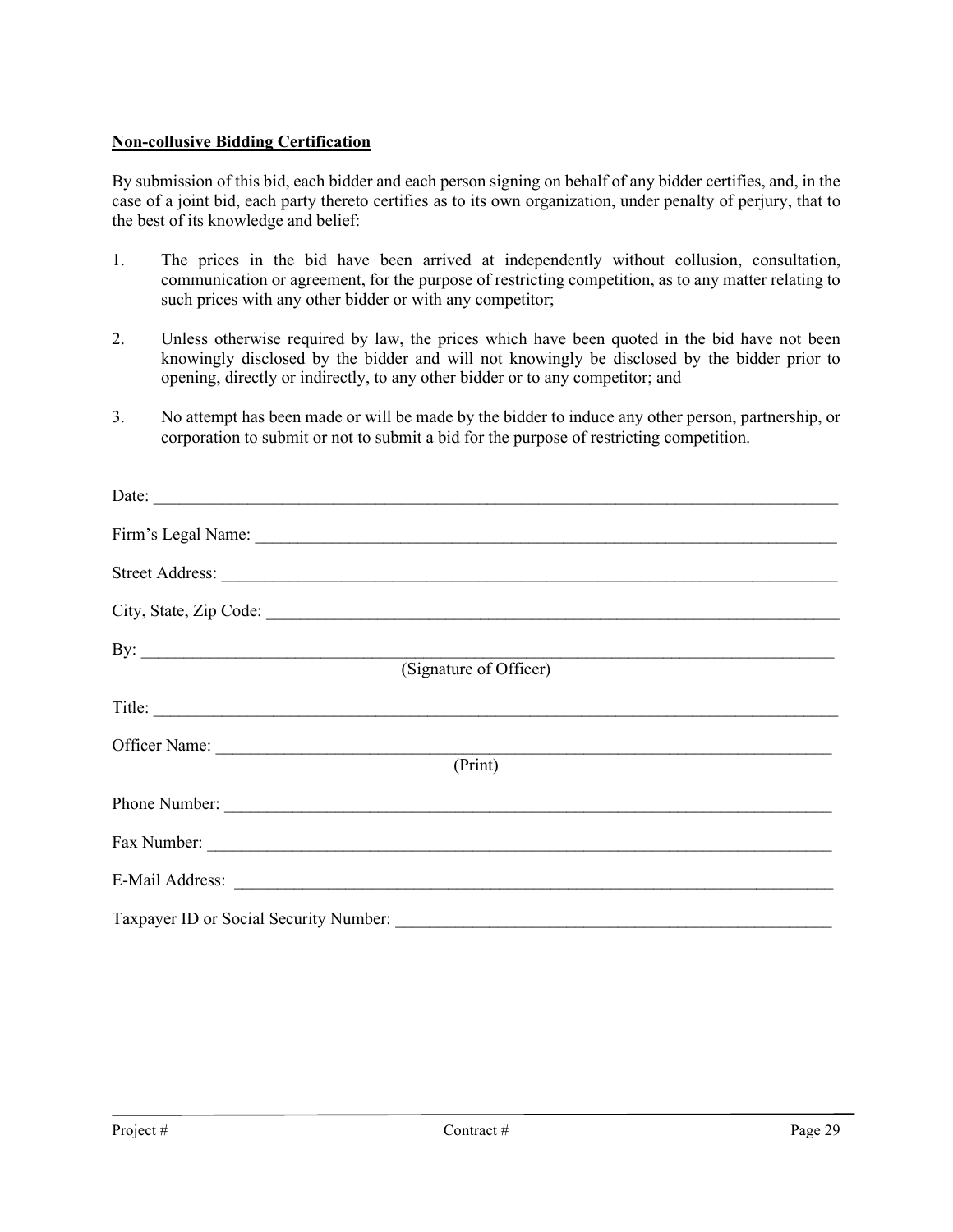**Non-collusive Bidding Certification**

By submission of this bid, each bidder and each person signing on behalf of any bidder certifies, and, in the case of a joint bid, each party thereto certifies as to its own organization, under penalty of perjury, that to the best of its knowledge and belief:

1. The prices in the bid have been arrived at independently without collusion, consultation, communication or agreement, for the purpose of restricting competition, as to any matter relating to such prices with any other bidder or with any competitor;

2. Unless otherwise required by law, the prices which have been quoted in the bid have not been knowingly disclosed by the bidder and will not knowingly be disclosed by the bidder prior to opening, directly or indirectly, to any other bidder or to any competitor; and

3. No attempt has been made or will be made by the bidder to induce any other person, partnership, or corporation to submit or not to submit a bid for the purpose of restricting competition.

Date: ______________________________________________________________________________

Firm's Legal Name: _________________________________________________________________

Street Address: _____________________________________________________________________

City, State, Zip Code: ________________________________________________________________

By: ________________________________________________________________________________
(Signature of Officer)

Title: _______________________________________________________________________________

Officer Name: _______________________________________________________________________
(Print)

Phone Number: ______________________________________________________________________

Fax Number: ________________________________________________________________________

E-Mail Address: _____________________________________________________________________

Taxpayer ID or Social Security Number: ________________________________________________

Project # Contract #